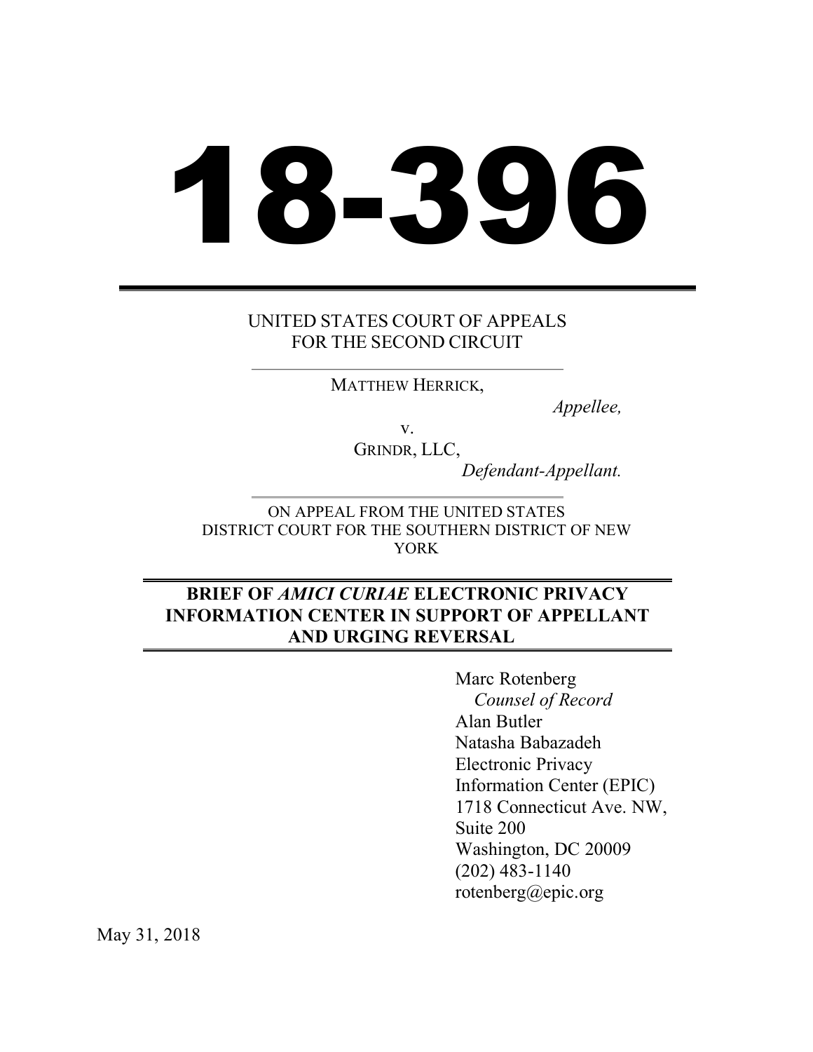# 18-396

UNITED STATES COURT OF APPEALS
FOR THE SECOND CIRCUIT

---

MATTHEW HERRICK,

*Appellee,*

v.

GRINDR, LLC,

*Defendant-Appellant.*

---

ON APPEAL FROM THE UNITED STATES DISTRICT COURT FOR THE SOUTHERN DISTRICT OF NEW YORK

---

**BRIEF OF *AMICI CURIAE* ELECTRONIC PRIVACY INFORMATION CENTER IN SUPPORT OF APPELLANT AND URGING REVERSAL**

---

Marc Rotenberg
*Counsel of Record*
Alan Butler
Natasha Babazadeh
Electronic Privacy Information Center (EPIC)
1718 Connecticut Ave. NW, Suite 200
Washington, DC 20009
(202) 483-1140
rotenberg@epic.org

May 31, 2018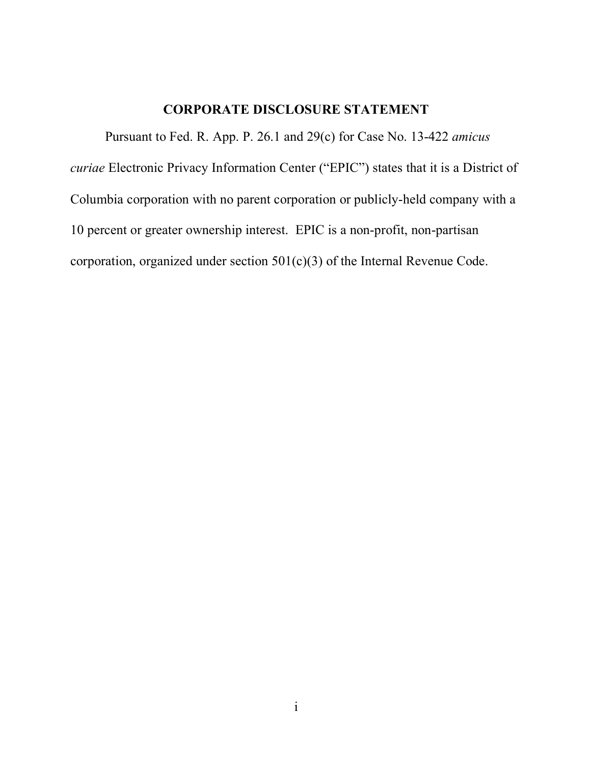## CORPORATE DISCLOSURE STATEMENT

Pursuant to Fed. R. App. P. 26.1 and 29(c) for Case No. 13-422 *amicus curiae* Electronic Privacy Information Center ("EPIC") states that it is a District of Columbia corporation with no parent corporation or publicly-held company with a 10 percent or greater ownership interest. EPIC is a non-profit, non-partisan corporation, organized under section 501(c)(3) of the Internal Revenue Code.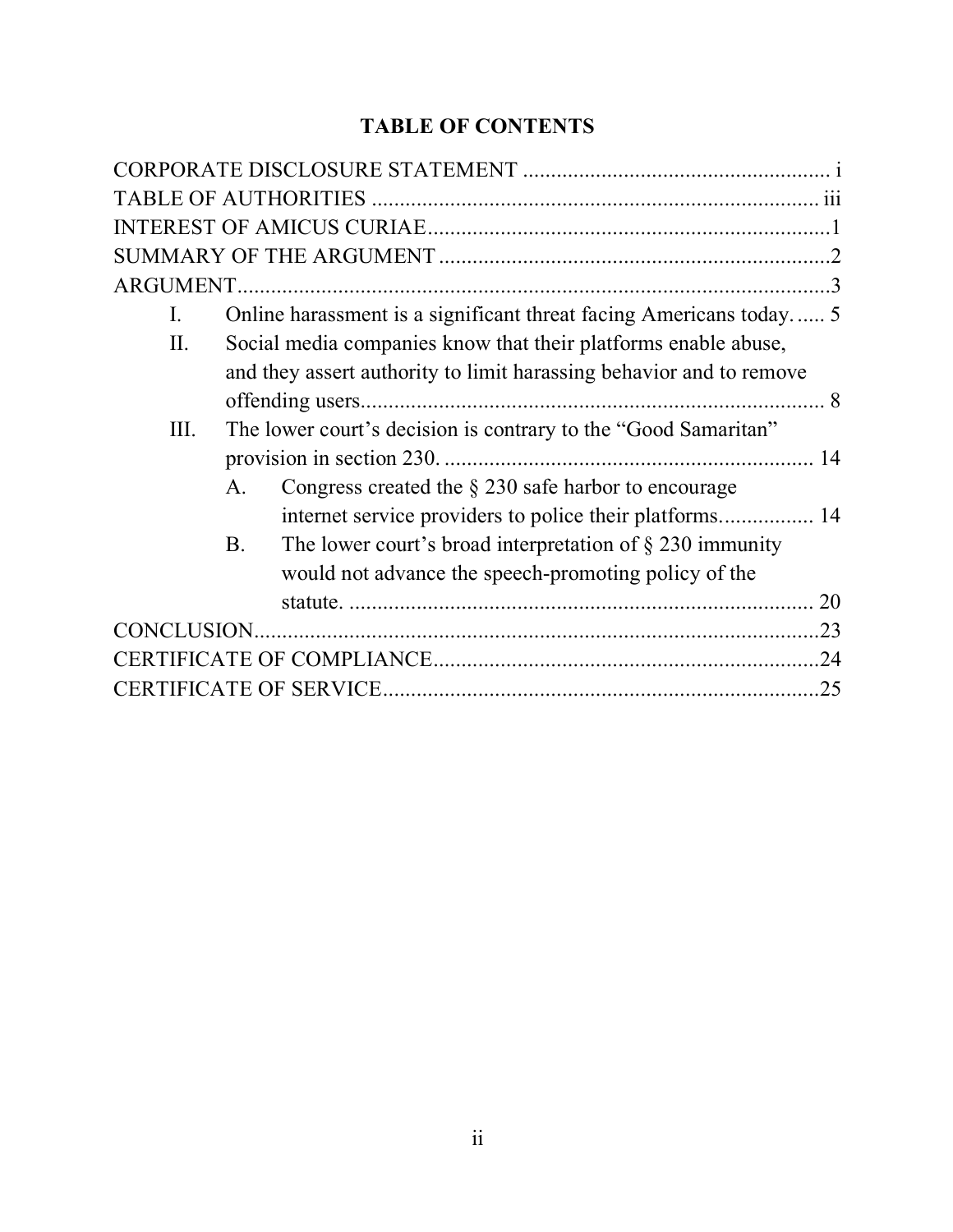**TABLE OF CONTENTS**

CORPORATE DISCLOSURE STATEMENT ....................................................... i

TABLE OF AUTHORITIES ................................................................................ iii

INTEREST OF AMICUS CURIAE........................................................................1

SUMMARY OF THE ARGUMENT .....................................................................2

ARGUMENT...........................................................................................................3

- I. Online harassment is a significant threat facing Americans today...... 5
- II. Social media companies know that their platforms enable abuse, and they assert authority to limit harassing behavior and to remove offending users.................................................................................. 8
- III. The lower court's decision is contrary to the "Good Samaritan" provision in section 230. .................................................................. 14
  - A. Congress created the § 230 safe harbor to encourage internet service providers to police their platforms................. 14
  - B. The lower court's broad interpretation of § 230 immunity would not advance the speech-promoting policy of the statute. .................................................................................. 20

CONCLUSION......................................................................................................23

CERTIFICATE OF COMPLIANCE.....................................................................24

CERTIFICATE OF SERVICE..............................................................................25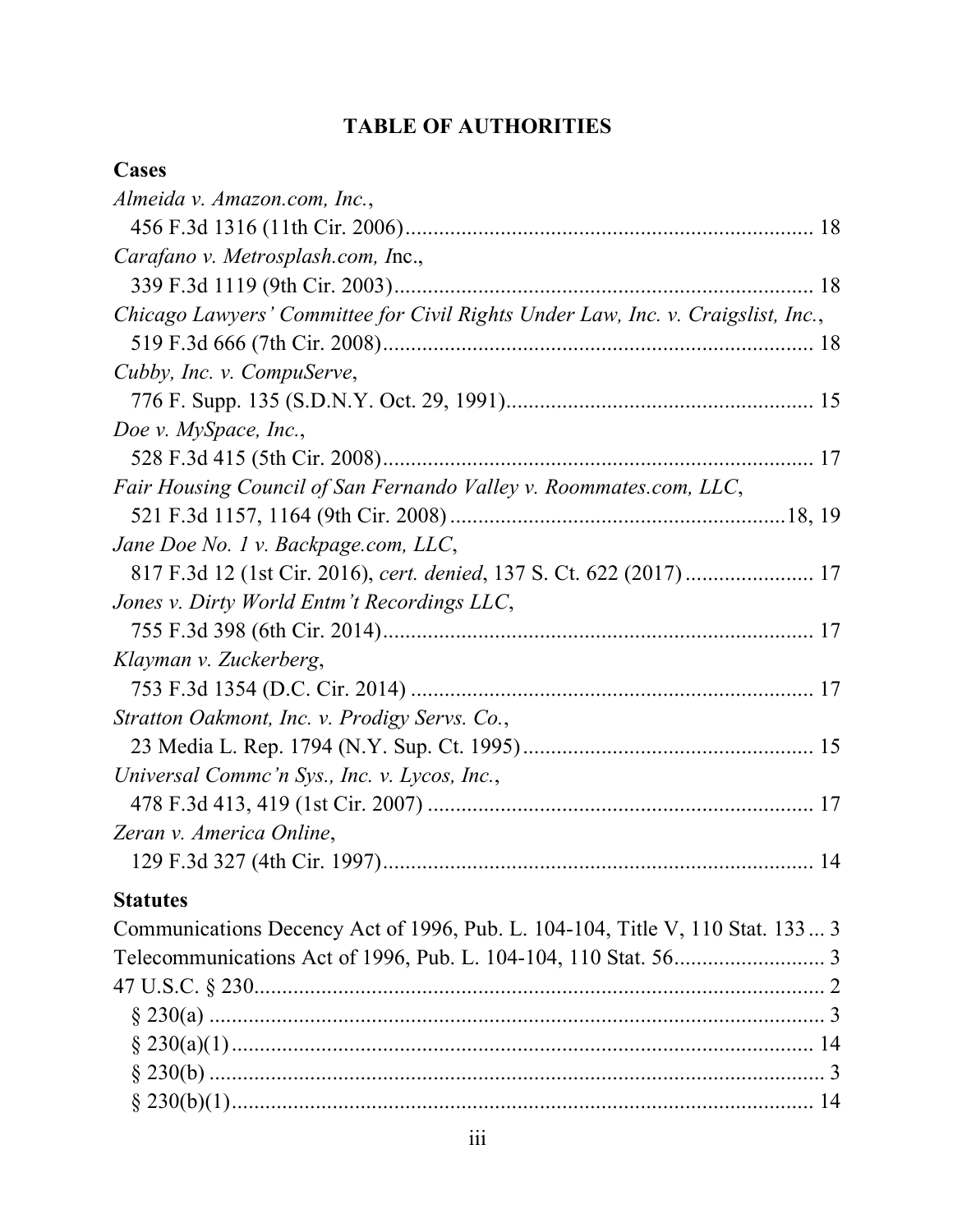## TABLE OF AUTHORITIES

### Cases

*Almeida v. Amazon.com, Inc.*,
456 F.3d 1316 (11th Cir. 2006)........................................................................ 18

*Carafano v. Metrosplash.com, I*nc.,
339 F.3d 1119 (9th Cir. 2003).......................................................................... 18

*Chicago Lawyers' Committee for Civil Rights Under Law, Inc. v. Craigslist, Inc.*,
519 F.3d 666 (7th Cir. 2008)............................................................................ 18

*Cubby, Inc. v. CompuServe*,
776 F. Supp. 135 (S.D.N.Y. Oct. 29, 1991)...................................................... 15

*Doe v. MySpace, Inc.*,
528 F.3d 415 (5th Cir. 2008)............................................................................ 17

*Fair Housing Council of San Fernando Valley v. Roommates.com, LLC*,
521 F.3d 1157, 1164 (9th Cir. 2008)..........................................................18, 19

*Jane Doe No. 1 v. Backpage.com, LLC*,
817 F.3d 12 (1st Cir. 2016), *cert. denied*, 137 S. Ct. 622 (2017)...................... 17

*Jones v. Dirty World Entm't Recordings LLC*,
755 F.3d 398 (6th Cir. 2014)............................................................................ 17

*Klayman v. Zuckerberg*,
753 F.3d 1354 (D.C. Cir. 2014)....................................................................... 17

*Stratton Oakmont, Inc. v. Prodigy Servs. Co.*,
23 Media L. Rep. 1794 (N.Y. Sup. Ct. 1995)................................................... 15

*Universal Commc'n Sys., Inc. v. Lycos, Inc.*,
478 F.3d 413, 419 (1st Cir. 2007).................................................................... 17

*Zeran v. America Online*,
129 F.3d 327 (4th Cir. 1997)............................................................................ 14

### Statutes

Communications Decency Act of 1996, Pub. L. 104-104, Title V, 110 Stat. 133... 3

Telecommunications Act of 1996, Pub. L. 104-104, 110 Stat. 56.......................... 3

47 U.S.C. § 230...................................................................................................... 2

§ 230(a)............................................................................................................. 3

§ 230(a)(1)........................................................................................................ 14

§ 230(b)............................................................................................................. 3

§ 230(b)(1)........................................................................................................ 14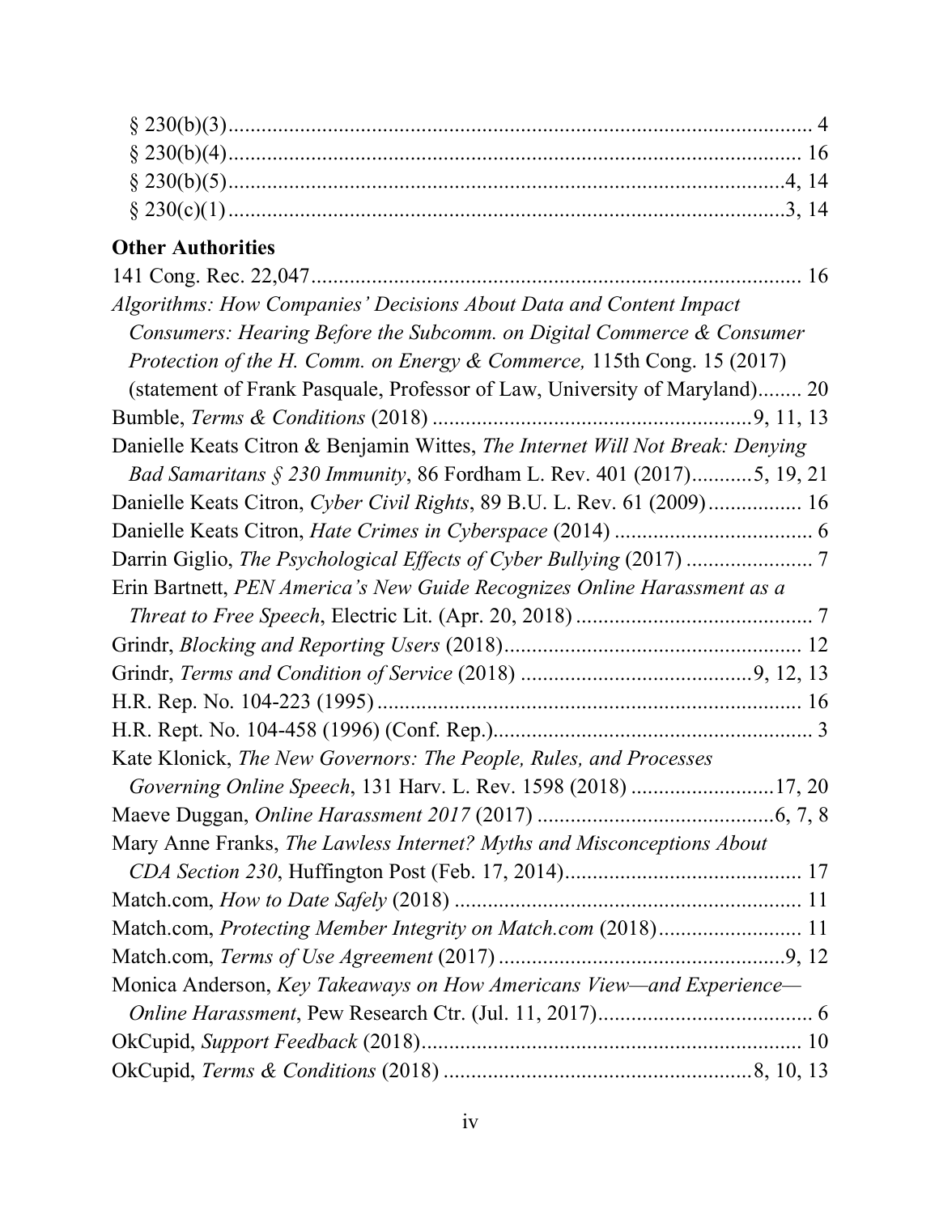§ 230(b)(3) .......................................................................................... 4
§ 230(b)(4) .......................................................................................... 16
§ 230(b)(5) .......................................................................................... 4, 14
§ 230(c)(1) .......................................................................................... 3, 14

**Other Authorities**

141 Cong. Rec. 22,047 .......................................................................................... 16

*Algorithms: How Companies' Decisions About Data and Content Impact Consumers: Hearing Before the Subcomm. on Digital Commerce & Consumer Protection of the H. Comm. on Energy & Commerce,* 115th Cong. 15 (2017) (statement of Frank Pasquale, Professor of Law, University of Maryland) ........ 20

Bumble, *Terms & Conditions* (2018) .......................................................... 9, 11, 13

Danielle Keats Citron & Benjamin Wittes, *The Internet Will Not Break: Denying Bad Samaritans § 230 Immunity*, 86 Fordham L. Rev. 401 (2017) ........... 5, 19, 21

Danielle Keats Citron, *Cyber Civil Rights*, 89 B.U. L. Rev. 61 (2009) ................. 16

Danielle Keats Citron, *Hate Crimes in Cyberspace* (2014) ..................................... 6

Darrin Giglio, *The Psychological Effects of Cyber Bullying* (2017) ....................... 7

Erin Bartnett, *PEN America's New Guide Recognizes Online Harassment as a Threat to Free Speech*, Electric Lit. (Apr. 20, 2018) ........................................... 7

Grindr, *Blocking and Reporting Users* (2018) ....................................................... 12

Grindr, *Terms and Condition of Service* (2018) .......................................... 9, 12, 13

H.R. Rep. No. 104-223 (1995) ............................................................................. 16

H.R. Rept. No. 104-458 (1996) (Conf. Rep.) .......................................................... 3

Kate Klonick, *The New Governors: The People, Rules, and Processes Governing Online Speech*, 131 Harv. L. Rev. 1598 (2018) .......................... 17, 20

Maeve Duggan, *Online Harassment 2017* (2017) ........................................... 6, 7, 8

Mary Anne Franks, *The Lawless Internet? Myths and Misconceptions About CDA Section 230*, Huffington Post (Feb. 17, 2014) ............................................ 17

Match.com, *How to Date Safely* (2018) ............................................................... 11

Match.com, *Protecting Member Integrity on Match.com* (2018) .......................... 11

Match.com, *Terms of Use Agreement* (2017) .................................................... 9, 12

Monica Anderson, *Key Takeaways on How Americans View—and Experience—Online Harassment*, Pew Research Ctr. (Jul. 11, 2017) ....................................... 6

OkCupid, *Support Feedback* (2018) ..................................................................... 10

OkCupid, *Terms & Conditions* (2018) ....................................................... 8, 10, 13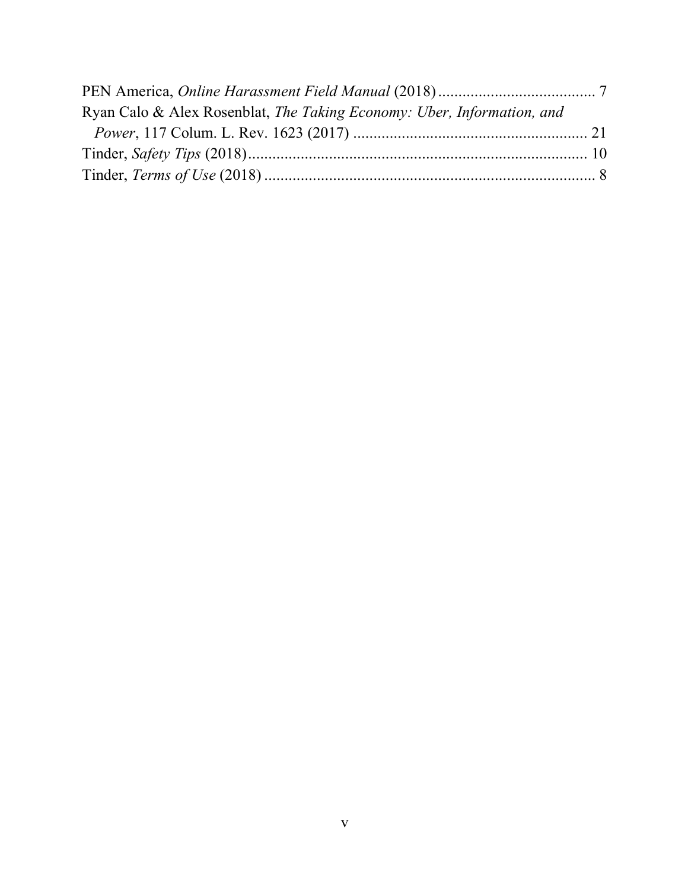PEN America, *Online Harassment Field Manual* (2018) ....................................... 7

Ryan Calo & Alex Rosenblat, *The Taking Economy: Uber, Information, and Power*, 117 Colum. L. Rev. 1623 (2017) ........................................................ 21

Tinder, *Safety Tips* (2018).................................................................................... 10

Tinder, *Terms of Use* (2018) .................................................................................. 8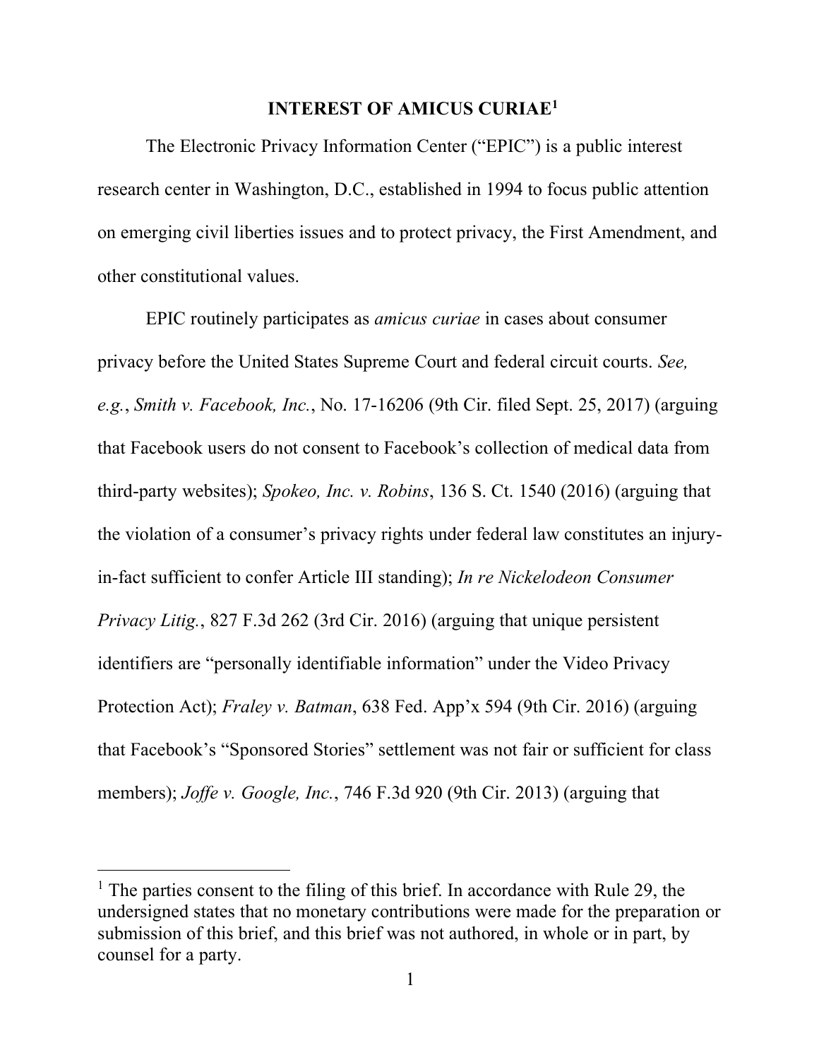## INTEREST OF AMICUS CURIAE[1]

The Electronic Privacy Information Center ("EPIC") is a public interest research center in Washington, D.C., established in 1994 to focus public attention on emerging civil liberties issues and to protect privacy, the First Amendment, and other constitutional values.

EPIC routinely participates as *amicus curiae* in cases about consumer privacy before the United States Supreme Court and federal circuit courts. *See, e.g.*, *Smith v. Facebook, Inc.*, No. 17-16206 (9th Cir. filed Sept. 25, 2017) (arguing that Facebook users do not consent to Facebook's collection of medical data from third-party websites); *Spokeo, Inc. v. Robins*, 136 S. Ct. 1540 (2016) (arguing that the violation of a consumer's privacy rights under federal law constitutes an injury-in-fact sufficient to confer Article III standing); *In re Nickelodeon Consumer Privacy Litig.*, 827 F.3d 262 (3rd Cir. 2016) (arguing that unique persistent identifiers are "personally identifiable information" under the Video Privacy Protection Act); *Fraley v. Batman*, 638 Fed. App'x 594 (9th Cir. 2016) (arguing that Facebook's "Sponsored Stories" settlement was not fair or sufficient for class members); *Joffe v. Google, Inc.*, 746 F.3d 920 (9th Cir. 2013) (arguing that

---

[1] The parties consent to the filing of this brief. In accordance with Rule 29, the undersigned states that no monetary contributions were made for the preparation or submission of this brief, and this brief was not authored, in whole or in part, by counsel for a party.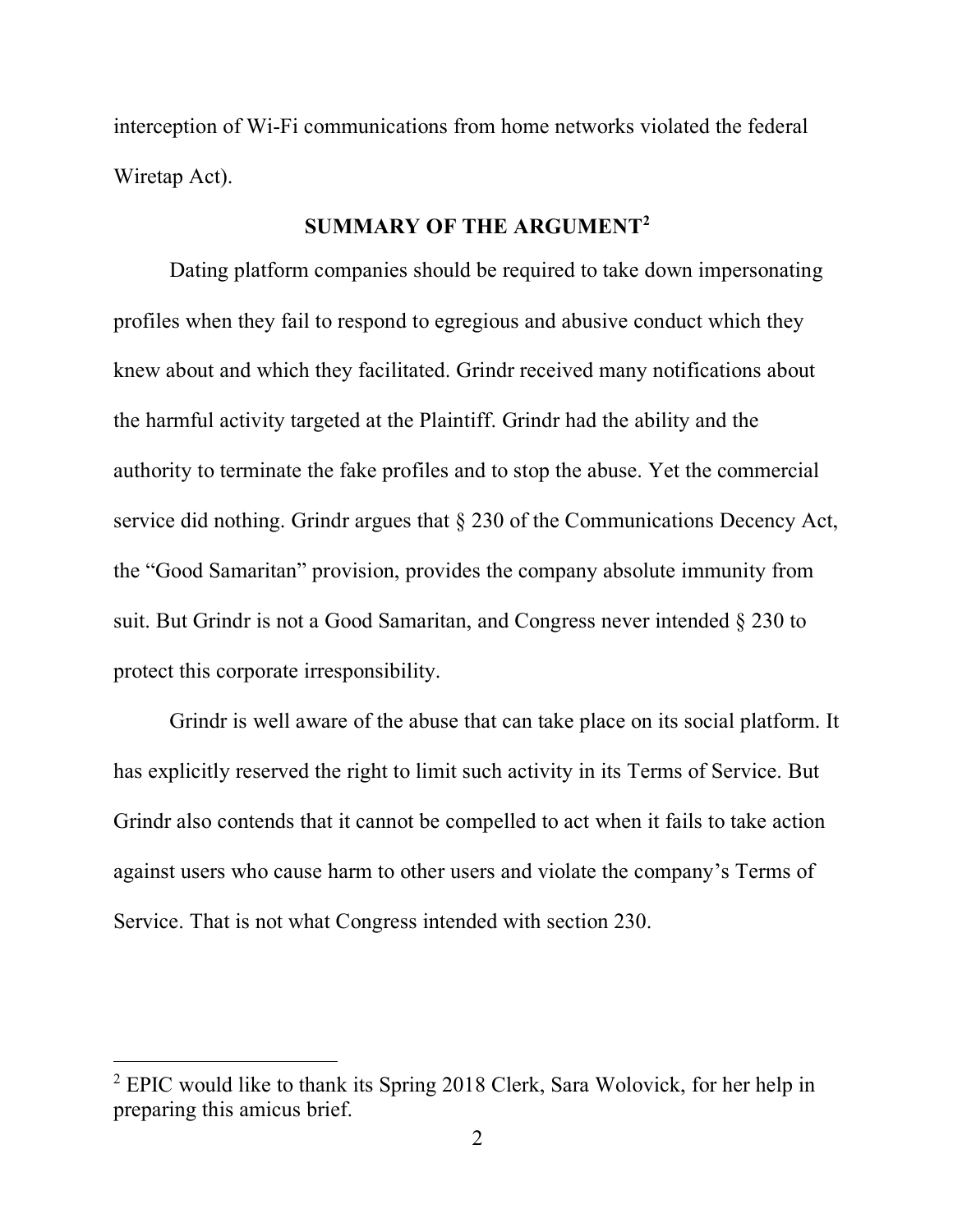interception of Wi-Fi communications from home networks violated the federal Wiretap Act).

## SUMMARY OF THE ARGUMENT[2]

Dating platform companies should be required to take down impersonating profiles when they fail to respond to egregious and abusive conduct which they knew about and which they facilitated. Grindr received many notifications about the harmful activity targeted at the Plaintiff. Grindr had the ability and the authority to terminate the fake profiles and to stop the abuse. Yet the commercial service did nothing. Grindr argues that § 230 of the Communications Decency Act, the "Good Samaritan" provision, provides the company absolute immunity from suit. But Grindr is not a Good Samaritan, and Congress never intended § 230 to protect this corporate irresponsibility.

Grindr is well aware of the abuse that can take place on its social platform. It has explicitly reserved the right to limit such activity in its Terms of Service. But Grindr also contends that it cannot be compelled to act when it fails to take action against users who cause harm to other users and violate the company's Terms of Service. That is not what Congress intended with section 230.

---

[2] EPIC would like to thank its Spring 2018 Clerk, Sara Wolovick, for her help in preparing this amicus brief.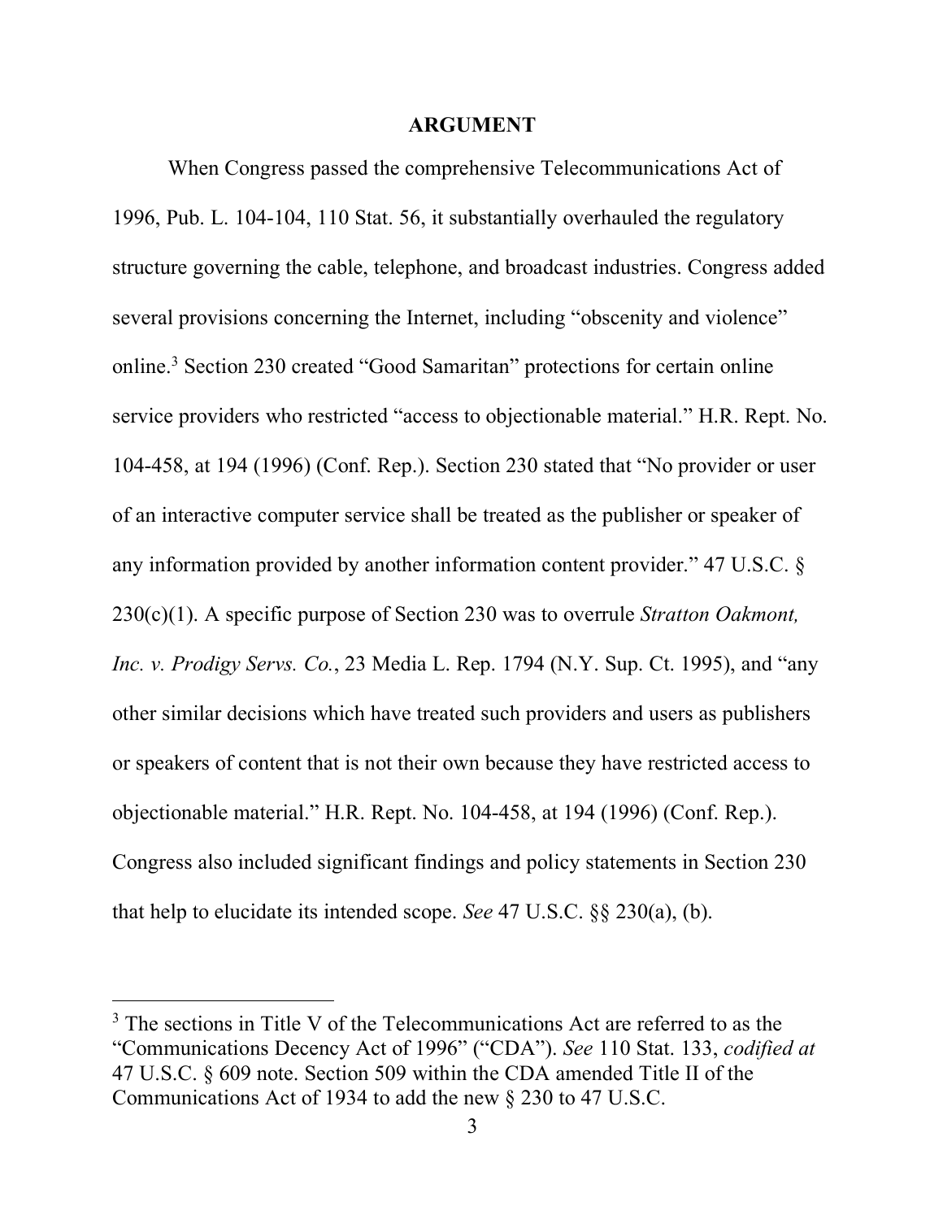## ARGUMENT

When Congress passed the comprehensive Telecommunications Act of 1996, Pub. L. 104-104, 110 Stat. 56, it substantially overhauled the regulatory structure governing the cable, telephone, and broadcast industries. Congress added several provisions concerning the Internet, including "obscenity and violence" online.[3] Section 230 created "Good Samaritan" protections for certain online service providers who restricted "access to objectionable material." H.R. Rept. No. 104-458, at 194 (1996) (Conf. Rep.). Section 230 stated that "No provider or user of an interactive computer service shall be treated as the publisher or speaker of any information provided by another information content provider." 47 U.S.C. § 230(c)(1). A specific purpose of Section 230 was to overrule *Stratton Oakmont, Inc. v. Prodigy Servs. Co.*, 23 Media L. Rep. 1794 (N.Y. Sup. Ct. 1995), and "any other similar decisions which have treated such providers and users as publishers or speakers of content that is not their own because they have restricted access to objectionable material." H.R. Rept. No. 104-458, at 194 (1996) (Conf. Rep.). Congress also included significant findings and policy statements in Section 230 that help to elucidate its intended scope. *See* 47 U.S.C. §§ 230(a), (b).

---

[3] The sections in Title V of the Telecommunications Act are referred to as the "Communications Decency Act of 1996" ("CDA"). *See* 110 Stat. 133, *codified at* 47 U.S.C. § 609 note. Section 509 within the CDA amended Title II of the Communications Act of 1934 to add the new § 230 to 47 U.S.C.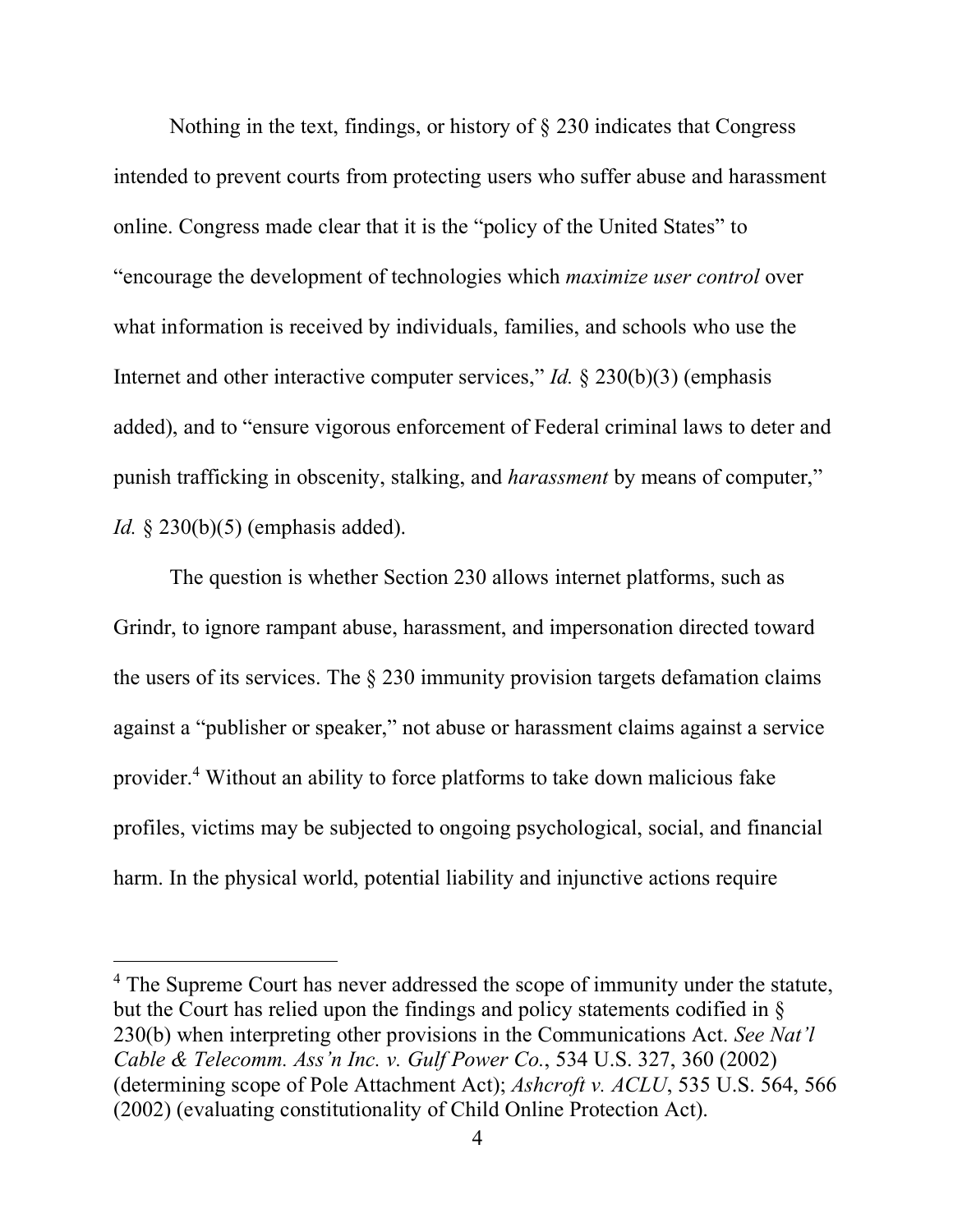Nothing in the text, findings, or history of § 230 indicates that Congress intended to prevent courts from protecting users who suffer abuse and harassment online. Congress made clear that it is the "policy of the United States" to "encourage the development of technologies which *maximize user control* over what information is received by individuals, families, and schools who use the Internet and other interactive computer services," *Id.* § 230(b)(3) (emphasis added), and to "ensure vigorous enforcement of Federal criminal laws to deter and punish trafficking in obscenity, stalking, and *harassment* by means of computer," *Id.* § 230(b)(5) (emphasis added).

The question is whether Section 230 allows internet platforms, such as Grindr, to ignore rampant abuse, harassment, and impersonation directed toward the users of its services. The § 230 immunity provision targets defamation claims against a "publisher or speaker," not abuse or harassment claims against a service provider.[4] Without an ability to force platforms to take down malicious fake profiles, victims may be subjected to ongoing psychological, social, and financial harm. In the physical world, potential liability and injunctive actions require

[4] The Supreme Court has never addressed the scope of immunity under the statute, but the Court has relied upon the findings and policy statements codified in § 230(b) when interpreting other provisions in the Communications Act. *See Nat'l Cable & Telecomm. Ass'n Inc. v. Gulf Power Co.*, 534 U.S. 327, 360 (2002) (determining scope of Pole Attachment Act); *Ashcroft v. ACLU*, 535 U.S. 564, 566 (2002) (evaluating constitutionality of Child Online Protection Act).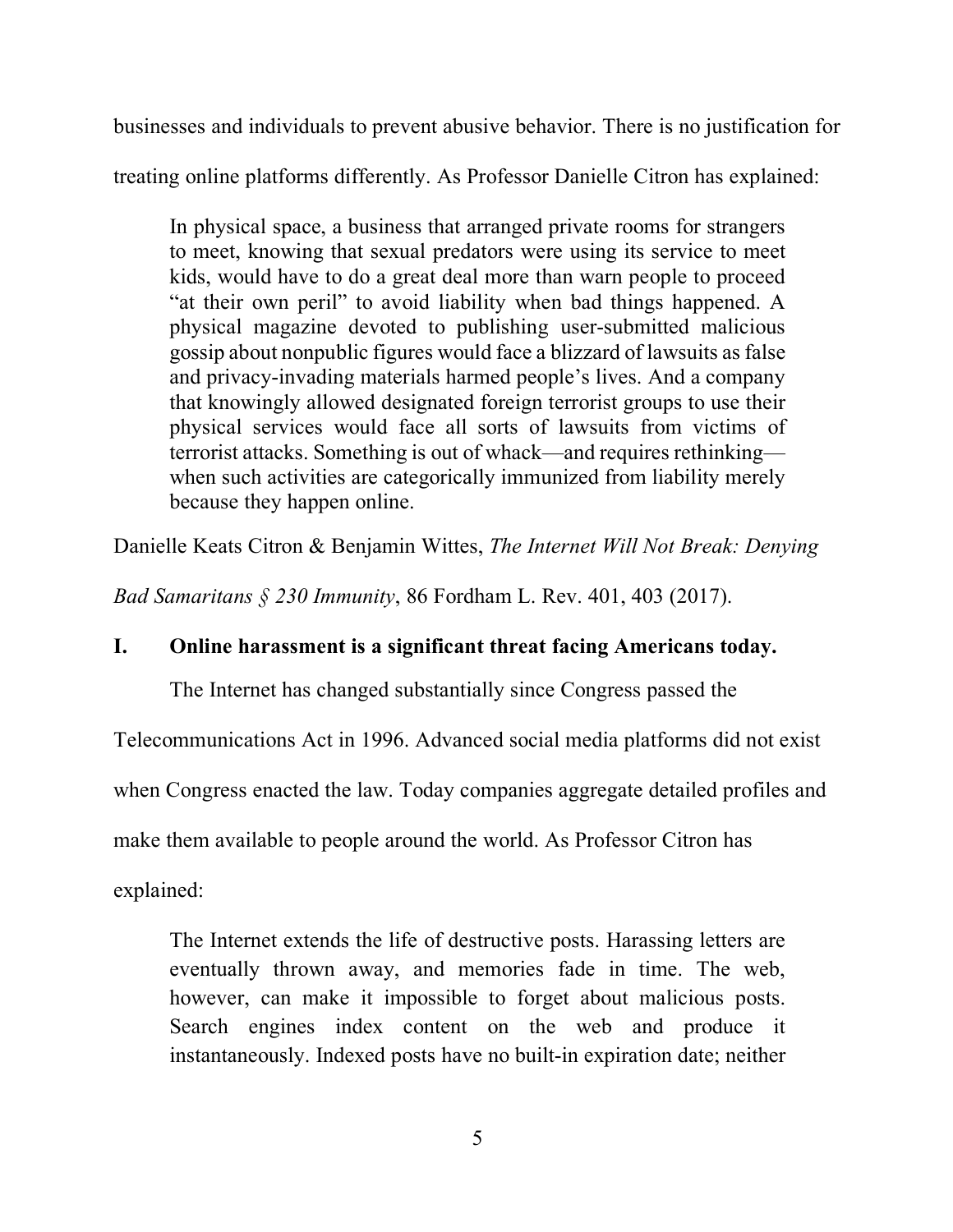businesses and individuals to prevent abusive behavior. There is no justification for treating online platforms differently. As Professor Danielle Citron has explained:

> In physical space, a business that arranged private rooms for strangers to meet, knowing that sexual predators were using its service to meet kids, would have to do a great deal more than warn people to proceed "at their own peril" to avoid liability when bad things happened. A physical magazine devoted to publishing user-submitted malicious gossip about nonpublic figures would face a blizzard of lawsuits as false and privacy-invading materials harmed people's lives. And a company that knowingly allowed designated foreign terrorist groups to use their physical services would face all sorts of lawsuits from victims of terrorist attacks. Something is out of whack—and requires rethinking—when such activities are categorically immunized from liability merely because they happen online.

Danielle Keats Citron & Benjamin Wittes, *The Internet Will Not Break: Denying Bad Samaritans § 230 Immunity*, 86 Fordham L. Rev. 401, 403 (2017).

## I. Online harassment is a significant threat facing Americans today.

The Internet has changed substantially since Congress passed the Telecommunications Act in 1996. Advanced social media platforms did not exist when Congress enacted the law. Today companies aggregate detailed profiles and make them available to people around the world. As Professor Citron has explained:

> The Internet extends the life of destructive posts. Harassing letters are eventually thrown away, and memories fade in time. The web, however, can make it impossible to forget about malicious posts. Search engines index content on the web and produce it instantaneously. Indexed posts have no built-in expiration date; neither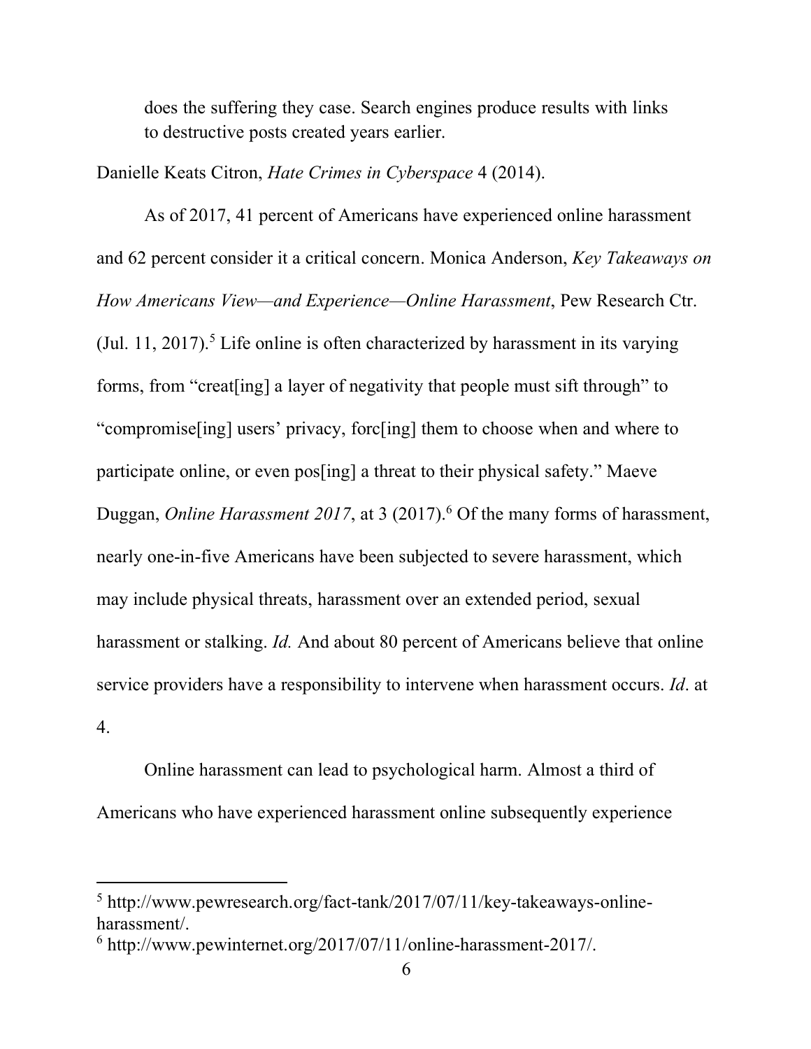> does the suffering they case. Search engines produce results with links to destructive posts created years earlier.

Danielle Keats Citron, *Hate Crimes in Cyberspace* 4 (2014).

As of 2017, 41 percent of Americans have experienced online harassment and 62 percent consider it a critical concern. Monica Anderson, *Key Takeaways on How Americans View—and Experience—Online Harassment*, Pew Research Ctr. (Jul. 11, 2017).[5] Life online is often characterized by harassment in its varying forms, from "creat[ing] a layer of negativity that people must sift through" to "compromise[ing] users' privacy, forc[ing] them to choose when and where to participate online, or even pos[ing] a threat to their physical safety." Maeve Duggan, *Online Harassment 2017*, at 3 (2017).[6] Of the many forms of harassment, nearly one-in-five Americans have been subjected to severe harassment, which may include physical threats, harassment over an extended period, sexual harassment or stalking. *Id.* And about 80 percent of Americans believe that online service providers have a responsibility to intervene when harassment occurs. *Id*. at 4.

Online harassment can lead to psychological harm. Almost a third of Americans who have experienced harassment online subsequently experience

---

[5] http://www.pewresearch.org/fact-tank/2017/07/11/key-takeaways-online-harassment/.

[6] http://www.pewinternet.org/2017/07/11/online-harassment-2017/.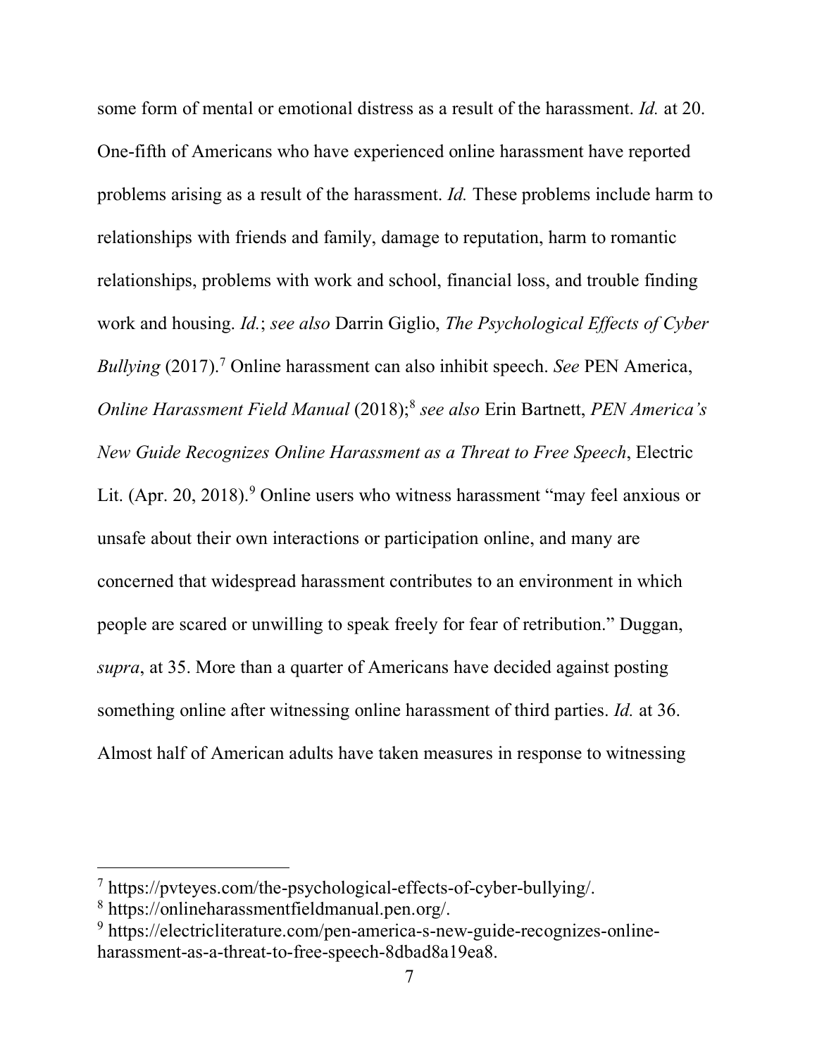some form of mental or emotional distress as a result of the harassment. *Id.* at 20. One-fifth of Americans who have experienced online harassment have reported problems arising as a result of the harassment. *Id.* These problems include harm to relationships with friends and family, damage to reputation, harm to romantic relationships, problems with work and school, financial loss, and trouble finding work and housing. *Id.*; *see also* Darrin Giglio, *The Psychological Effects of Cyber Bullying* (2017).[7] Online harassment can also inhibit speech. *See* PEN America, *Online Harassment Field Manual* (2018);[8] *see also* Erin Bartnett, *PEN America's New Guide Recognizes Online Harassment as a Threat to Free Speech*, Electric Lit. (Apr. 20, 2018).[9] Online users who witness harassment "may feel anxious or unsafe about their own interactions or participation online, and many are concerned that widespread harassment contributes to an environment in which people are scared or unwilling to speak freely for fear of retribution." Duggan, *supra*, at 35. More than a quarter of Americans have decided against posting something online after witnessing online harassment of third parties. *Id.* at 36. Almost half of American adults have taken measures in response to witnessing

---

[7] https://pvteyes.com/the-psychological-effects-of-cyber-bullying/.

[8] https://onlineharassmentfieldmanual.pen.org/.

[9] https://electricliterature.com/pen-america-s-new-guide-recognizes-online-harassment-as-a-threat-to-free-speech-8dbad8a19ea8.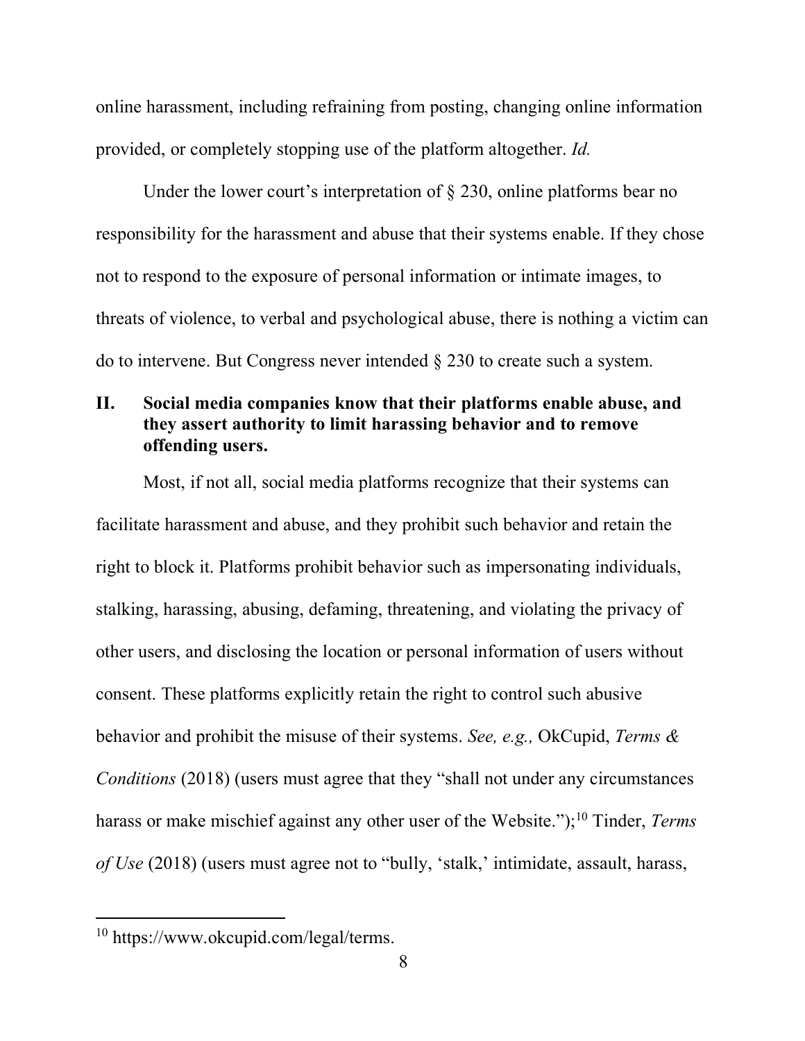online harassment, including refraining from posting, changing online information provided, or completely stopping use of the platform altogether. *Id.*

Under the lower court's interpretation of § 230, online platforms bear no responsibility for the harassment and abuse that their systems enable. If they chose not to respond to the exposure of personal information or intimate images, to threats of violence, to verbal and psychological abuse, there is nothing a victim can do to intervene. But Congress never intended § 230 to create such a system.

## II. Social media companies know that their platforms enable abuse, and they assert authority to limit harassing behavior and to remove offending users.

Most, if not all, social media platforms recognize that their systems can facilitate harassment and abuse, and they prohibit such behavior and retain the right to block it. Platforms prohibit behavior such as impersonating individuals, stalking, harassing, abusing, defaming, threatening, and violating the privacy of other users, and disclosing the location or personal information of users without consent. These platforms explicitly retain the right to control such abusive behavior and prohibit the misuse of their systems. *See, e.g.,* OkCupid, *Terms & Conditions* (2018) (users must agree that they "shall not under any circumstances harass or make mischief against any other user of the Website.");[10] Tinder, *Terms of Use* (2018) (users must agree not to "bully, 'stalk,' intimidate, assault, harass,

[10] https://www.okcupid.com/legal/terms.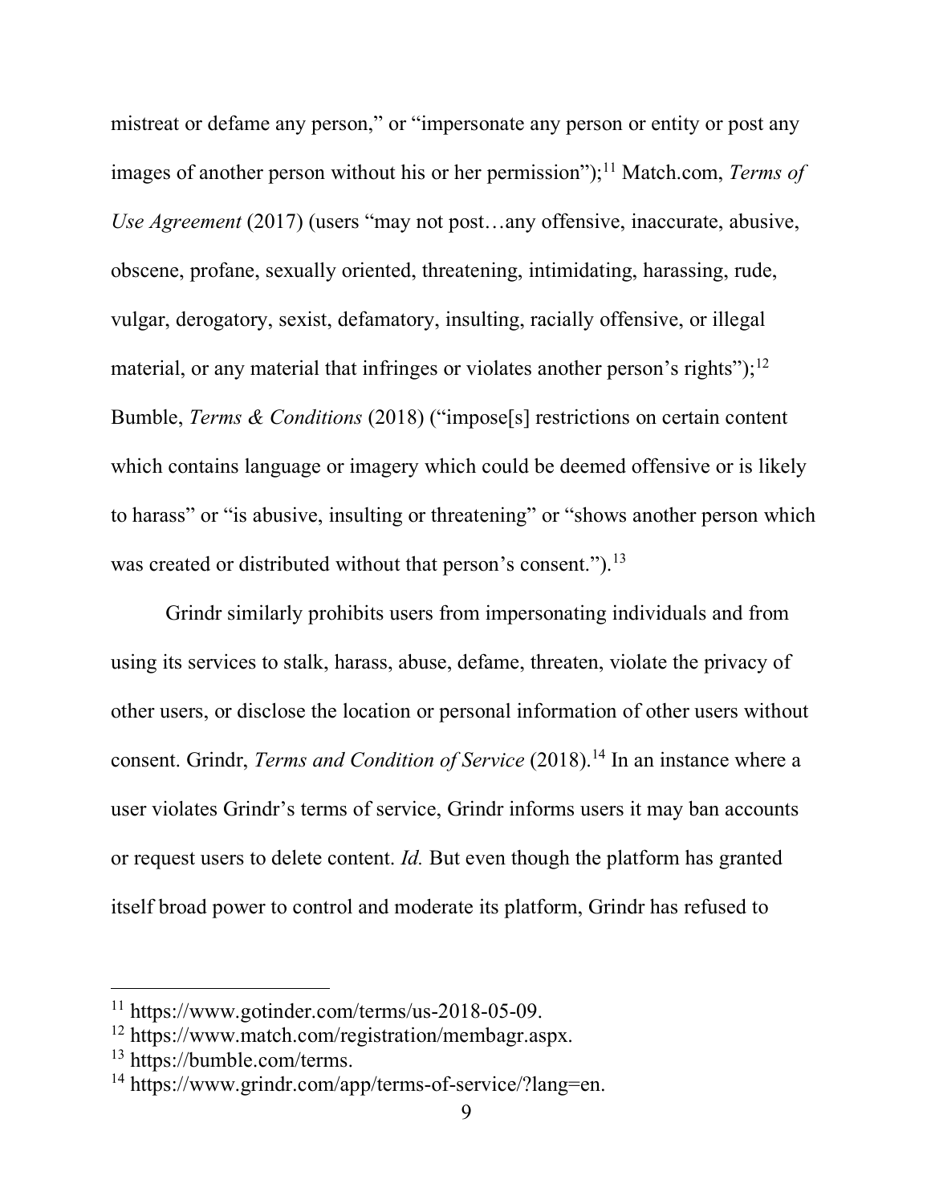mistreat or defame any person," or "impersonate any person or entity or post any images of another person without his or her permission");[11] Match.com, *Terms of Use Agreement* (2017) (users "may not post…any offensive, inaccurate, abusive, obscene, profane, sexually oriented, threatening, intimidating, harassing, rude, vulgar, derogatory, sexist, defamatory, insulting, racially offensive, or illegal material, or any material that infringes or violates another person's rights");[12] Bumble, *Terms & Conditions* (2018) ("impose[s] restrictions on certain content which contains language or imagery which could be deemed offensive or is likely to harass" or "is abusive, insulting or threatening" or "shows another person which was created or distributed without that person's consent.").[13]

Grindr similarly prohibits users from impersonating individuals and from using its services to stalk, harass, abuse, defame, threaten, violate the privacy of other users, or disclose the location or personal information of other users without consent. Grindr, *Terms and Condition of Service* (2018).[14] In an instance where a user violates Grindr's terms of service, Grindr informs users it may ban accounts or request users to delete content. *Id.* But even though the platform has granted itself broad power to control and moderate its platform, Grindr has refused to

---

[11] https://www.gotinder.com/terms/us-2018-05-09.

[12] https://www.match.com/registration/membagr.aspx.

[13] https://bumble.com/terms.

[14] https://www.grindr.com/app/terms-of-service/?lang=en.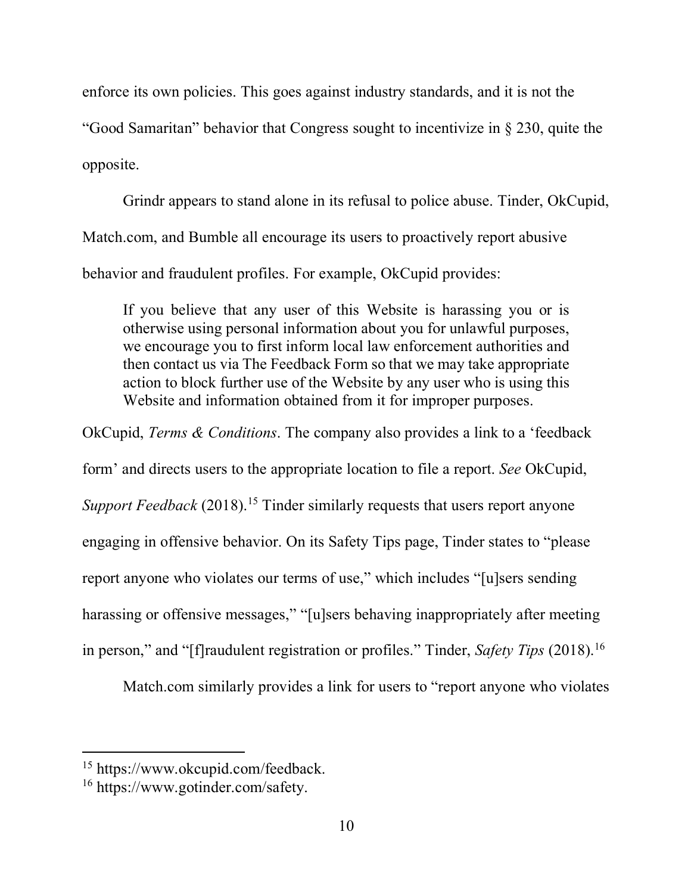enforce its own policies. This goes against industry standards, and it is not the "Good Samaritan" behavior that Congress sought to incentivize in § 230, quite the opposite.

Grindr appears to stand alone in its refusal to police abuse. Tinder, OkCupid, Match.com, and Bumble all encourage its users to proactively report abusive behavior and fraudulent profiles. For example, OkCupid provides:

> If you believe that any user of this Website is harassing you or is otherwise using personal information about you for unlawful purposes, we encourage you to first inform local law enforcement authorities and then contact us via The Feedback Form so that we may take appropriate action to block further use of the Website by any user who is using this Website and information obtained from it for improper purposes.

OkCupid, *Terms & Conditions*. The company also provides a link to a 'feedback form' and directs users to the appropriate location to file a report. *See* OkCupid, *Support Feedback* (2018).[15] Tinder similarly requests that users report anyone engaging in offensive behavior. On its Safety Tips page, Tinder states to "please report anyone who violates our terms of use," which includes "[u]sers sending harassing or offensive messages," "[u]sers behaving inappropriately after meeting in person," and "[f]raudulent registration or profiles." Tinder, *Safety Tips* (2018).[16]

Match.com similarly provides a link for users to "report anyone who violates

---

[15] https://www.okcupid.com/feedback.

[16] https://www.gotinder.com/safety.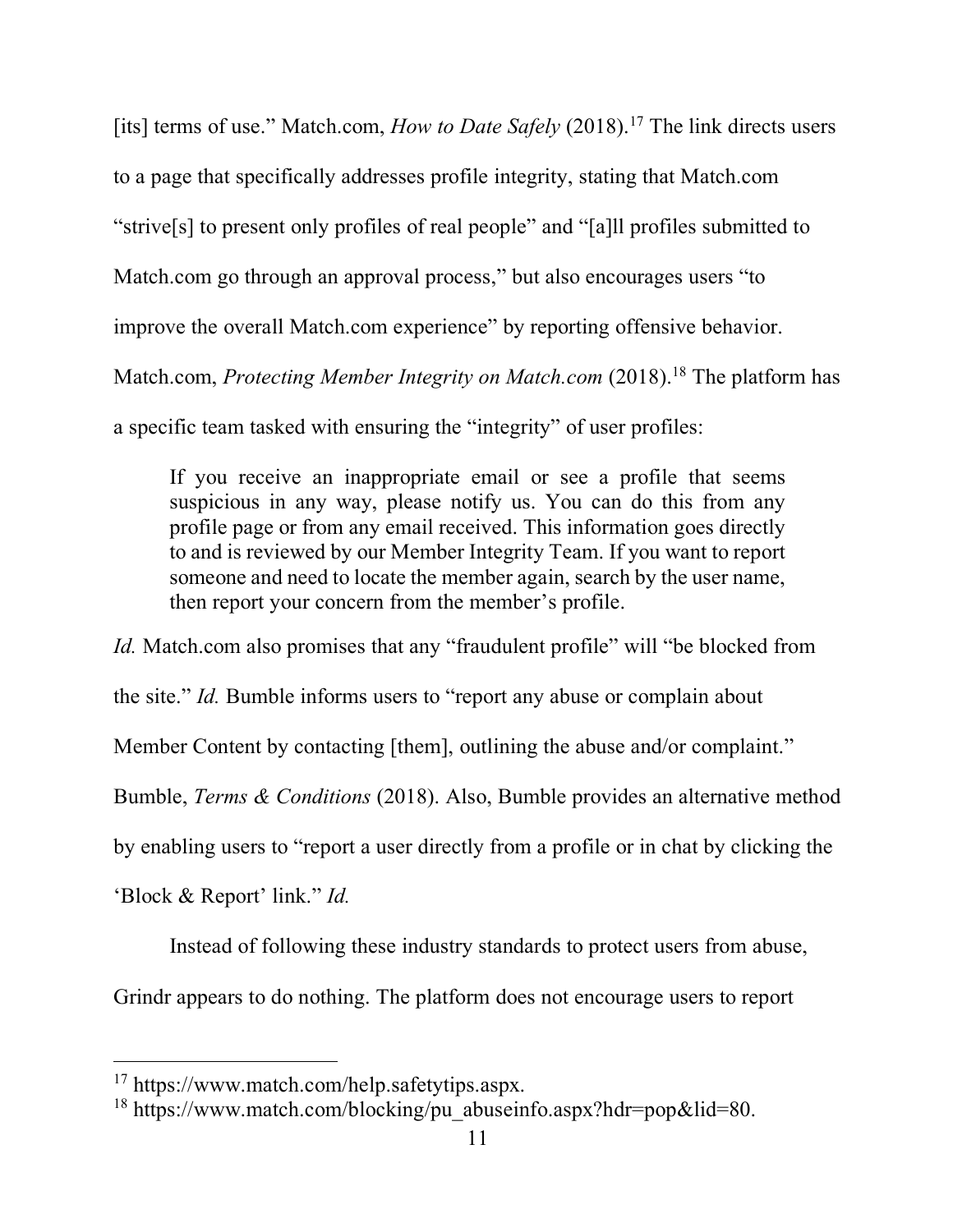[its] terms of use." Match.com, *How to Date Safely* (2018).[17] The link directs users to a page that specifically addresses profile integrity, stating that Match.com "strive[s] to present only profiles of real people" and "[a]ll profiles submitted to Match.com go through an approval process," but also encourages users "to improve the overall Match.com experience" by reporting offensive behavior. Match.com, *Protecting Member Integrity on Match.com* (2018).[18] The platform has a specific team tasked with ensuring the "integrity" of user profiles:

> If you receive an inappropriate email or see a profile that seems suspicious in any way, please notify us. You can do this from any profile page or from any email received. This information goes directly to and is reviewed by our Member Integrity Team. If you want to report someone and need to locate the member again, search by the user name, then report your concern from the member's profile.

*Id.* Match.com also promises that any "fraudulent profile" will "be blocked from the site." *Id.* Bumble informs users to "report any abuse or complain about Member Content by contacting [them], outlining the abuse and/or complaint." Bumble, *Terms & Conditions* (2018). Also, Bumble provides an alternative method by enabling users to "report a user directly from a profile or in chat by clicking the 'Block & Report' link." *Id.*

Instead of following these industry standards to protect users from abuse, Grindr appears to do nothing. The platform does not encourage users to report

---

[17] https://www.match.com/help.safetytips.aspx.

[18] https://www.match.com/blocking/pu_abuseinfo.aspx?hdr=pop&lid=80.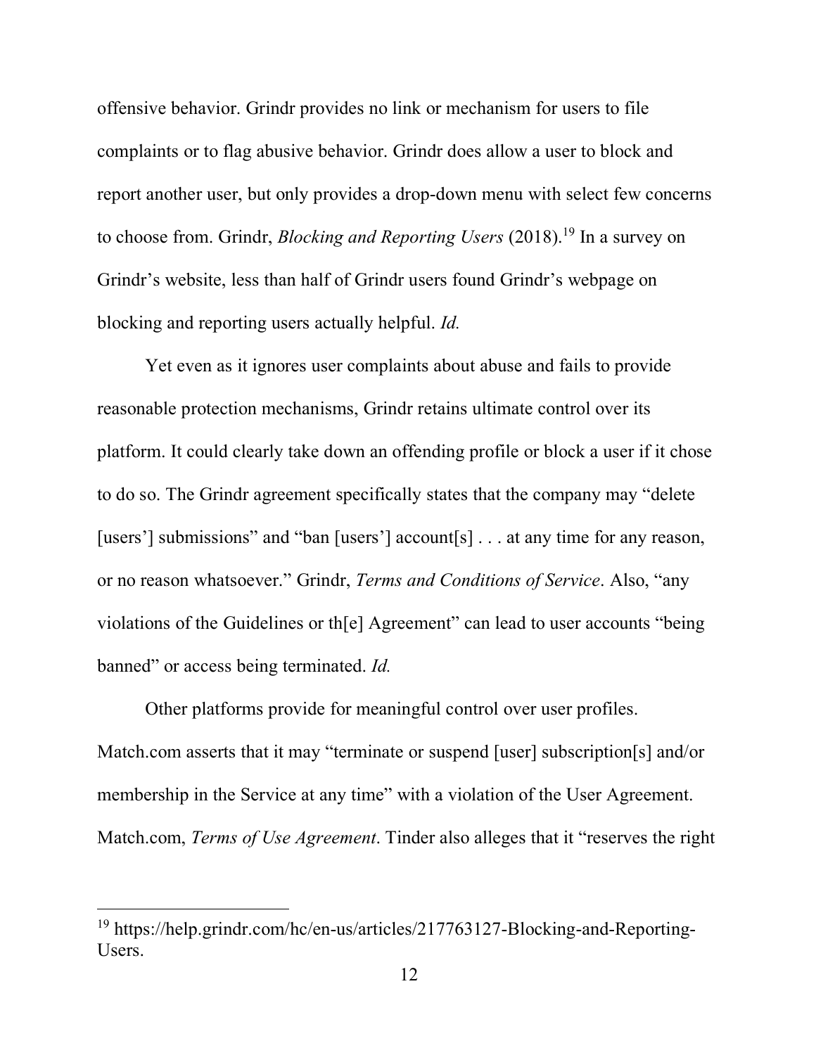offensive behavior. Grindr provides no link or mechanism for users to file complaints or to flag abusive behavior. Grindr does allow a user to block and report another user, but only provides a drop-down menu with select few concerns to choose from. Grindr, *Blocking and Reporting Users* (2018).[19] In a survey on Grindr's website, less than half of Grindr users found Grindr's webpage on blocking and reporting users actually helpful. *Id.*

Yet even as it ignores user complaints about abuse and fails to provide reasonable protection mechanisms, Grindr retains ultimate control over its platform. It could clearly take down an offending profile or block a user if it chose to do so. The Grindr agreement specifically states that the company may "delete [users'] submissions" and "ban [users'] account[s] . . . at any time for any reason, or no reason whatsoever." Grindr, *Terms and Conditions of Service*. Also, "any violations of the Guidelines or th[e] Agreement" can lead to user accounts "being banned" or access being terminated. *Id.*

Other platforms provide for meaningful control over user profiles. Match.com asserts that it may "terminate or suspend [user] subscription[s] and/or membership in the Service at any time" with a violation of the User Agreement. Match.com, *Terms of Use Agreement*. Tinder also alleges that it "reserves the right

---

[19] https://help.grindr.com/hc/en-us/articles/217763127-Blocking-and-Reporting-Users.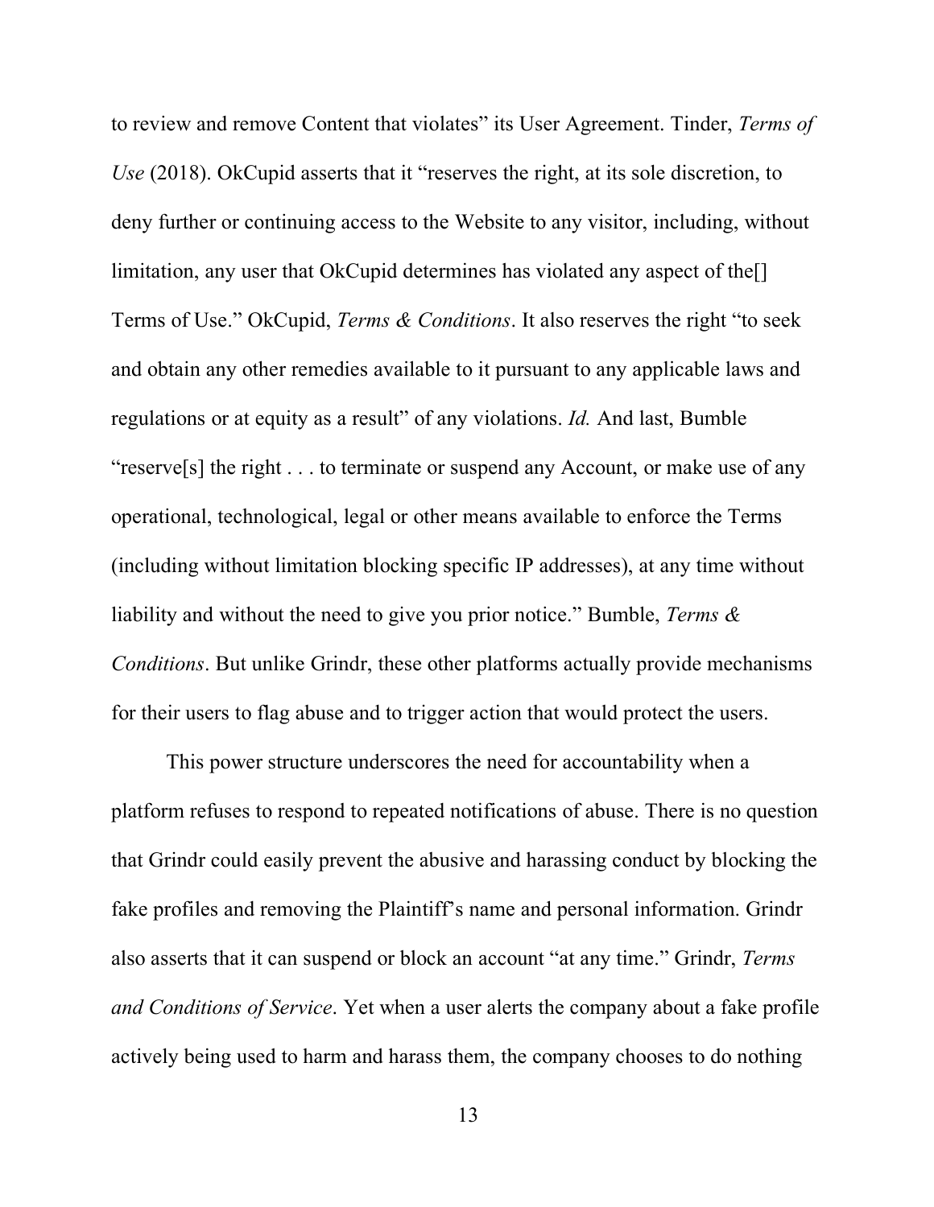to review and remove Content that violates" its User Agreement. Tinder, *Terms of Use* (2018). OkCupid asserts that it "reserves the right, at its sole discretion, to deny further or continuing access to the Website to any visitor, including, without limitation, any user that OkCupid determines has violated any aspect of the[] Terms of Use." OkCupid, *Terms & Conditions*. It also reserves the right "to seek and obtain any other remedies available to it pursuant to any applicable laws and regulations or at equity as a result" of any violations. *Id.* And last, Bumble "reserve[s] the right . . . to terminate or suspend any Account, or make use of any operational, technological, legal or other means available to enforce the Terms (including without limitation blocking specific IP addresses), at any time without liability and without the need to give you prior notice." Bumble, *Terms & Conditions*. But unlike Grindr, these other platforms actually provide mechanisms for their users to flag abuse and to trigger action that would protect the users.

This power structure underscores the need for accountability when a platform refuses to respond to repeated notifications of abuse. There is no question that Grindr could easily prevent the abusive and harassing conduct by blocking the fake profiles and removing the Plaintiff's name and personal information. Grindr also asserts that it can suspend or block an account "at any time." Grindr, *Terms and Conditions of Service*. Yet when a user alerts the company about a fake profile actively being used to harm and harass them, the company chooses to do nothing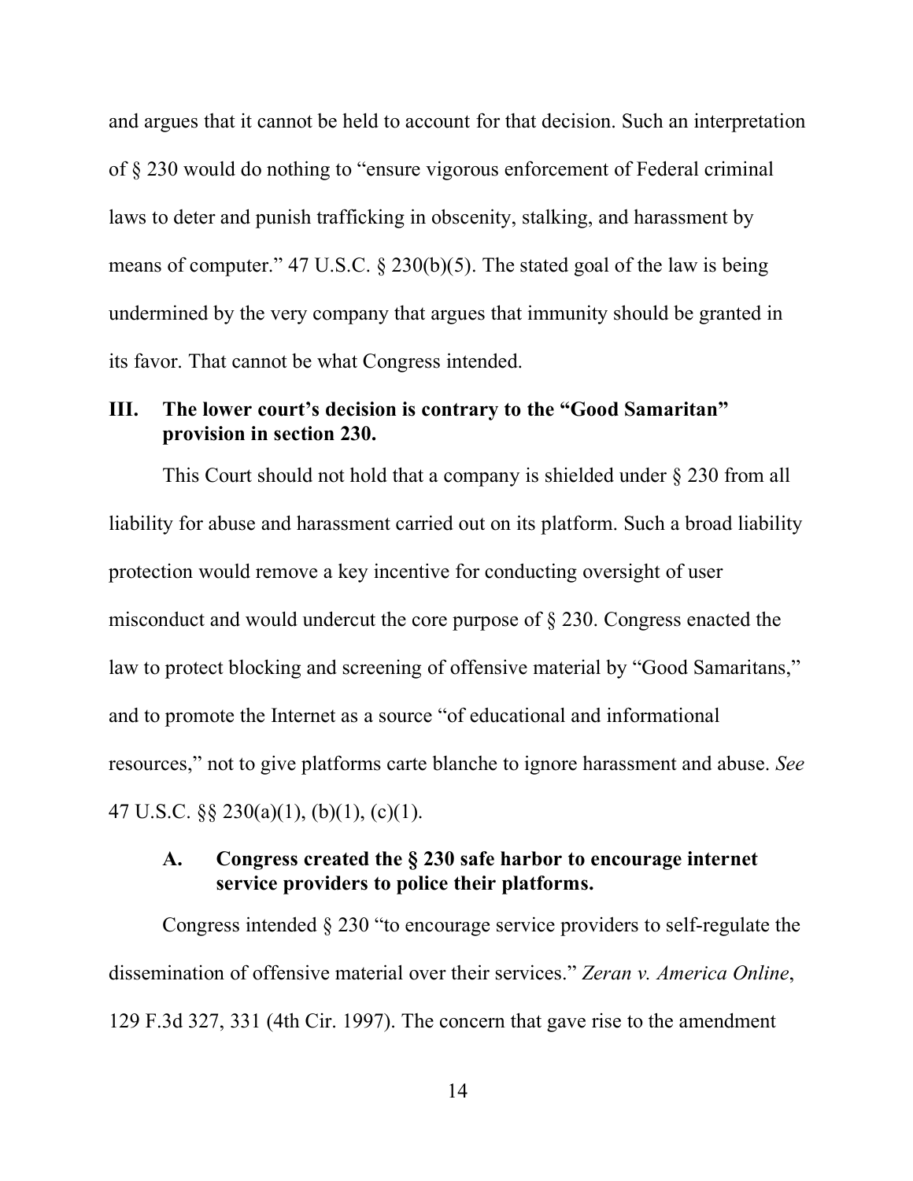and argues that it cannot be held to account for that decision. Such an interpretation of § 230 would do nothing to "ensure vigorous enforcement of Federal criminal laws to deter and punish trafficking in obscenity, stalking, and harassment by means of computer." 47 U.S.C. § 230(b)(5). The stated goal of the law is being undermined by the very company that argues that immunity should be granted in its favor. That cannot be what Congress intended.

## III. The lower court's decision is contrary to the "Good Samaritan" provision in section 230.

This Court should not hold that a company is shielded under § 230 from all liability for abuse and harassment carried out on its platform. Such a broad liability protection would remove a key incentive for conducting oversight of user misconduct and would undercut the core purpose of § 230. Congress enacted the law to protect blocking and screening of offensive material by "Good Samaritans," and to promote the Internet as a source "of educational and informational resources," not to give platforms carte blanche to ignore harassment and abuse. *See* 47 U.S.C. §§ 230(a)(1), (b)(1), (c)(1).

### A. Congress created the § 230 safe harbor to encourage internet service providers to police their platforms.

Congress intended § 230 "to encourage service providers to self-regulate the dissemination of offensive material over their services." *Zeran v. America Online*, 129 F.3d 327, 331 (4th Cir. 1997). The concern that gave rise to the amendment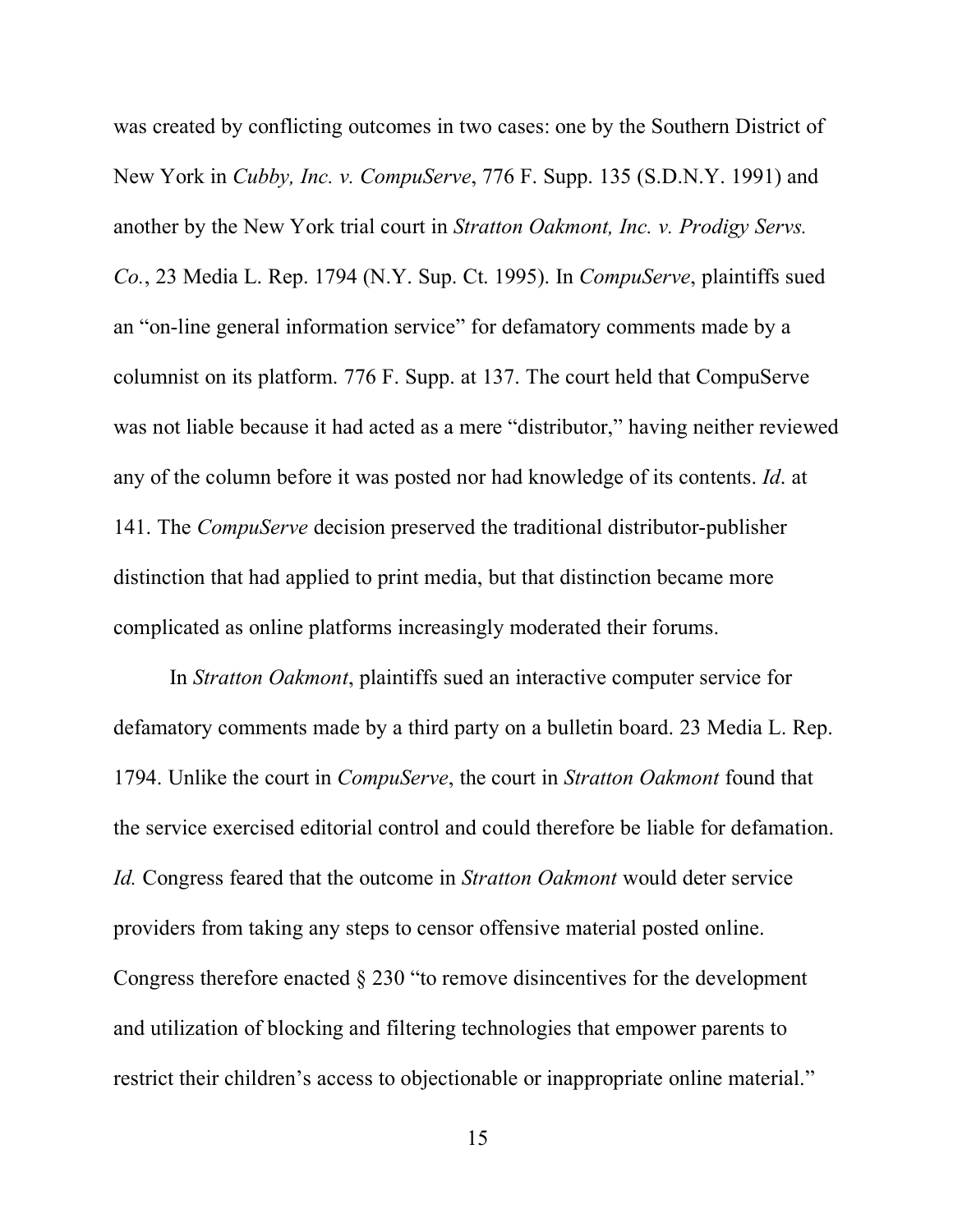was created by conflicting outcomes in two cases: one by the Southern District of New York in *Cubby, Inc. v. CompuServe*, 776 F. Supp. 135 (S.D.N.Y. 1991) and another by the New York trial court in *Stratton Oakmont, Inc. v. Prodigy Servs. Co.*, 23 Media L. Rep. 1794 (N.Y. Sup. Ct. 1995). In *CompuServe*, plaintiffs sued an "on-line general information service" for defamatory comments made by a columnist on its platform. 776 F. Supp. at 137. The court held that CompuServe was not liable because it had acted as a mere "distributor," having neither reviewed any of the column before it was posted nor had knowledge of its contents. *Id*. at 141. The *CompuServe* decision preserved the traditional distributor-publisher distinction that had applied to print media, but that distinction became more complicated as online platforms increasingly moderated their forums.

In *Stratton Oakmont*, plaintiffs sued an interactive computer service for defamatory comments made by a third party on a bulletin board. 23 Media L. Rep. 1794. Unlike the court in *CompuServe*, the court in *Stratton Oakmont* found that the service exercised editorial control and could therefore be liable for defamation. *Id.* Congress feared that the outcome in *Stratton Oakmont* would deter service providers from taking any steps to censor offensive material posted online. Congress therefore enacted § 230 "to remove disincentives for the development and utilization of blocking and filtering technologies that empower parents to restrict their children's access to objectionable or inappropriate online material."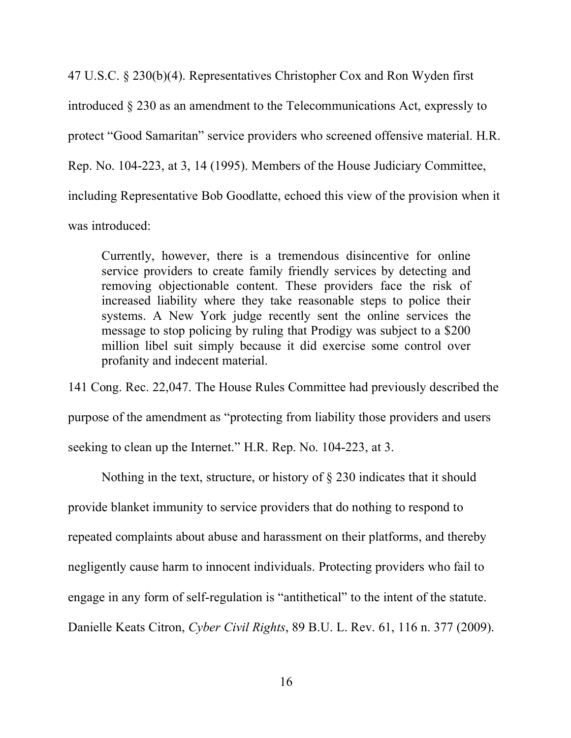47 U.S.C. § 230(b)(4). Representatives Christopher Cox and Ron Wyden first introduced § 230 as an amendment to the Telecommunications Act, expressly to protect "Good Samaritan" service providers who screened offensive material. H.R. Rep. No. 104-223, at 3, 14 (1995). Members of the House Judiciary Committee, including Representative Bob Goodlatte, echoed this view of the provision when it was introduced:

> Currently, however, there is a tremendous disincentive for online service providers to create family friendly services by detecting and removing objectionable content. These providers face the risk of increased liability where they take reasonable steps to police their systems. A New York judge recently sent the online services the message to stop policing by ruling that Prodigy was subject to a $200 million libel suit simply because it did exercise some control over profanity and indecent material.

141 Cong. Rec. 22,047. The House Rules Committee had previously described the purpose of the amendment as "protecting from liability those providers and users seeking to clean up the Internet." H.R. Rep. No. 104-223, at 3.

Nothing in the text, structure, or history of § 230 indicates that it should provide blanket immunity to service providers that do nothing to respond to repeated complaints about abuse and harassment on their platforms, and thereby negligently cause harm to innocent individuals. Protecting providers who fail to engage in any form of self-regulation is "antithetical" to the intent of the statute. Danielle Keats Citron, *Cyber Civil Rights*, 89 B.U. L. Rev. 61, 116 n. 377 (2009).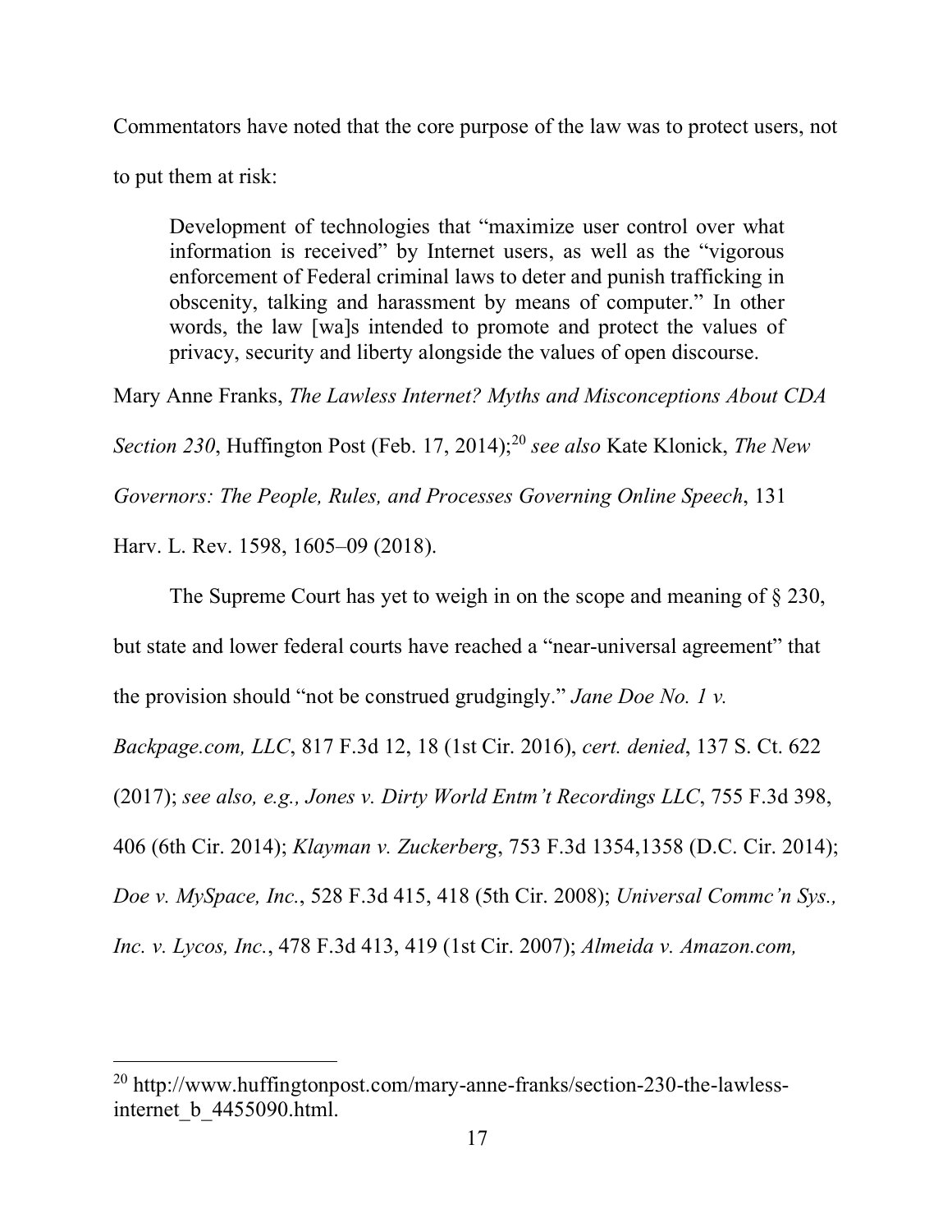Commentators have noted that the core purpose of the law was to protect users, not to put them at risk:

> Development of technologies that "maximize user control over what information is received" by Internet users, as well as the "vigorous enforcement of Federal criminal laws to deter and punish trafficking in obscenity, talking and harassment by means of computer." In other words, the law [wa]s intended to promote and protect the values of privacy, security and liberty alongside the values of open discourse.

Mary Anne Franks, *The Lawless Internet? Myths and Misconceptions About CDA Section 230*, Huffington Post (Feb. 17, 2014);[20] *see also* Kate Klonick, *The New Governors: The People, Rules, and Processes Governing Online Speech*, 131 Harv. L. Rev. 1598, 1605–09 (2018).

The Supreme Court has yet to weigh in on the scope and meaning of § 230, but state and lower federal courts have reached a "near-universal agreement" that the provision should "not be construed grudgingly." *Jane Doe No. 1 v. Backpage.com, LLC*, 817 F.3d 12, 18 (1st Cir. 2016), *cert. denied*, 137 S. Ct. 622 (2017); *see also, e.g., Jones v. Dirty World Entm't Recordings LLC*, 755 F.3d 398, 406 (6th Cir. 2014); *Klayman v. Zuckerberg*, 753 F.3d 1354,1358 (D.C. Cir. 2014); *Doe v. MySpace, Inc.*, 528 F.3d 415, 418 (5th Cir. 2008); *Universal Commc'n Sys., Inc. v. Lycos, Inc.*, 478 F.3d 413, 419 (1st Cir. 2007); *Almeida v. Amazon.com,*

---

[20] http://www.huffingtonpost.com/mary-anne-franks/section-230-the-lawless-internet_b_4455090.html.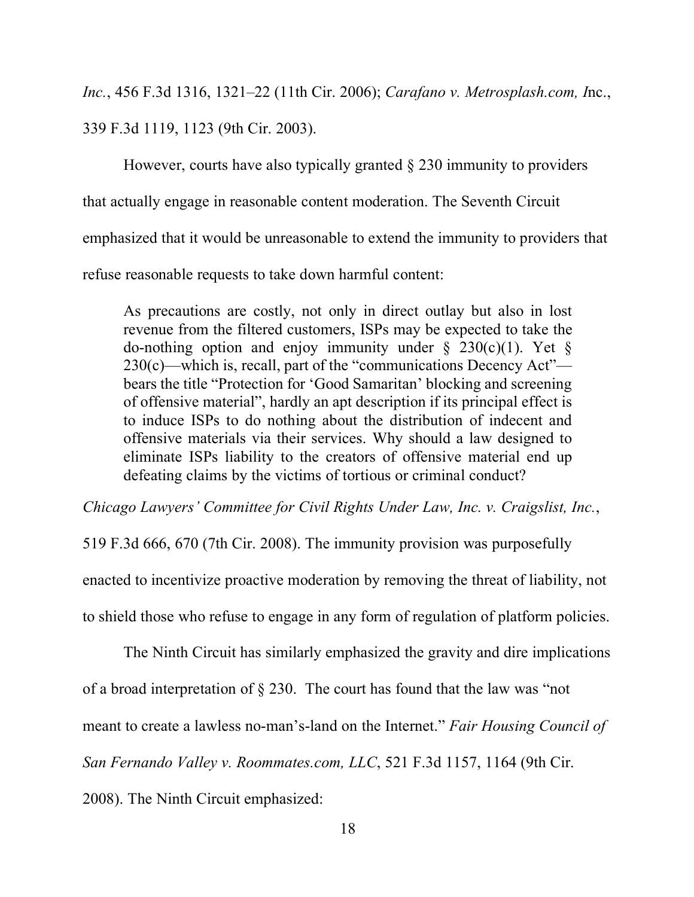*Inc.*, 456 F.3d 1316, 1321–22 (11th Cir. 2006); *Carafano v. Metrosplash.com, I*nc., 339 F.3d 1119, 1123 (9th Cir. 2003).

However, courts have also typically granted § 230 immunity to providers that actually engage in reasonable content moderation. The Seventh Circuit emphasized that it would be unreasonable to extend the immunity to providers that refuse reasonable requests to take down harmful content:

> As precautions are costly, not only in direct outlay but also in lost revenue from the filtered customers, ISPs may be expected to take the do-nothing option and enjoy immunity under § 230(c)(1). Yet § 230(c)—which is, recall, part of the "communications Decency Act"—bears the title "Protection for 'Good Samaritan' blocking and screening of offensive material", hardly an apt description if its principal effect is to induce ISPs to do nothing about the distribution of indecent and offensive materials via their services. Why should a law designed to eliminate ISPs liability to the creators of offensive material end up defeating claims by the victims of tortious or criminal conduct?

*Chicago Lawyers' Committee for Civil Rights Under Law, Inc. v. Craigslist, Inc.*, 519 F.3d 666, 670 (7th Cir. 2008). The immunity provision was purposefully enacted to incentivize proactive moderation by removing the threat of liability, not to shield those who refuse to engage in any form of regulation of platform policies.

The Ninth Circuit has similarly emphasized the gravity and dire implications of a broad interpretation of § 230. The court has found that the law was "not meant to create a lawless no-man's-land on the Internet." *Fair Housing Council of San Fernando Valley v. Roommates.com, LLC*, 521 F.3d 1157, 1164 (9th Cir. 2008). The Ninth Circuit emphasized: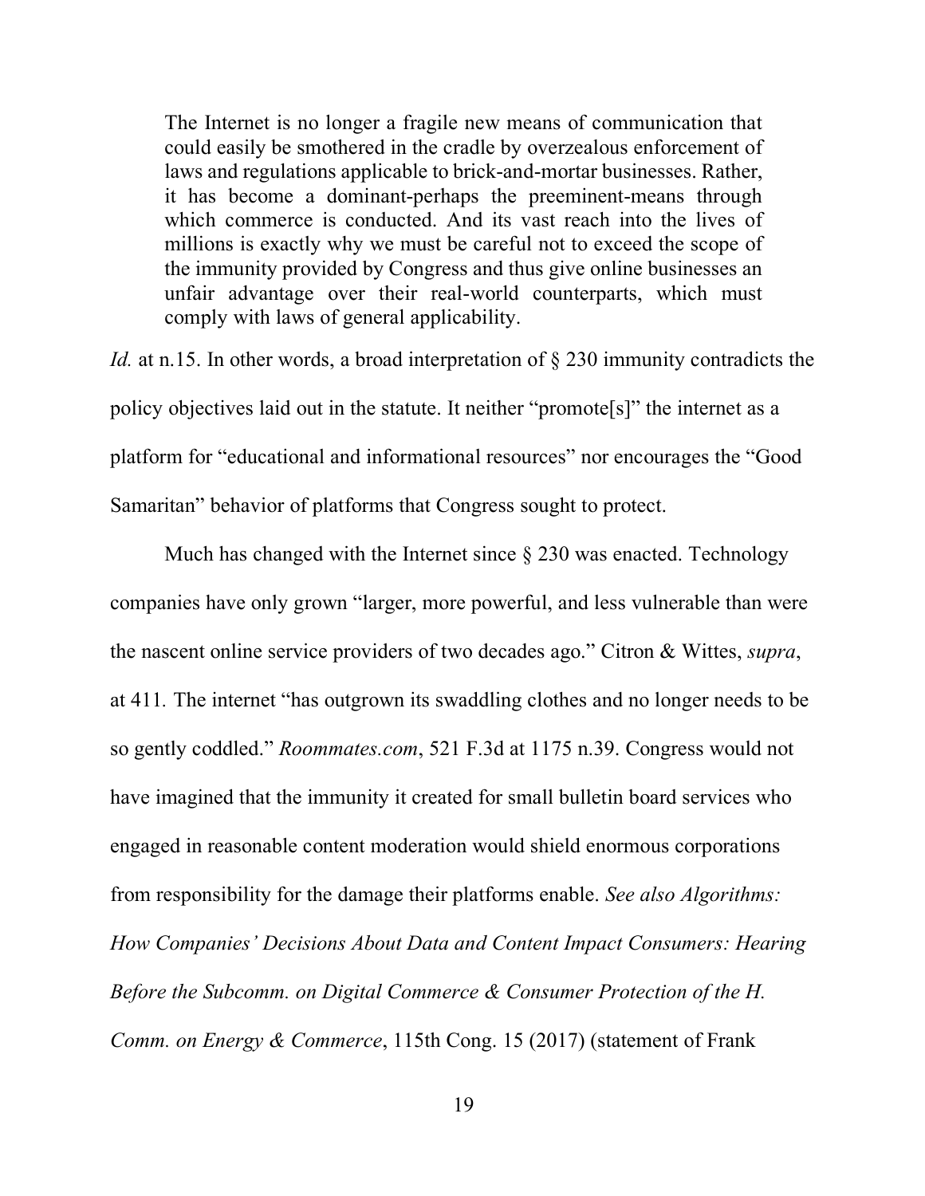> The Internet is no longer a fragile new means of communication that could easily be smothered in the cradle by overzealous enforcement of laws and regulations applicable to brick-and-mortar businesses. Rather, it has become a dominant-perhaps the preeminent-means through which commerce is conducted. And its vast reach into the lives of millions is exactly why we must be careful not to exceed the scope of the immunity provided by Congress and thus give online businesses an unfair advantage over their real-world counterparts, which must comply with laws of general applicability.

*Id.* at n.15. In other words, a broad interpretation of § 230 immunity contradicts the policy objectives laid out in the statute. It neither "promote[s]" the internet as a platform for "educational and informational resources" nor encourages the "Good Samaritan" behavior of platforms that Congress sought to protect.

Much has changed with the Internet since § 230 was enacted. Technology companies have only grown "larger, more powerful, and less vulnerable than were the nascent online service providers of two decades ago." Citron & Wittes, *supra*, at 411. The internet "has outgrown its swaddling clothes and no longer needs to be so gently coddled." *Roommates.com*, 521 F.3d at 1175 n.39. Congress would not have imagined that the immunity it created for small bulletin board services who engaged in reasonable content moderation would shield enormous corporations from responsibility for the damage their platforms enable. *See also Algorithms: How Companies' Decisions About Data and Content Impact Consumers: Hearing Before the Subcomm. on Digital Commerce & Consumer Protection of the H. Comm. on Energy & Commerce*, 115th Cong. 15 (2017) (statement of Frank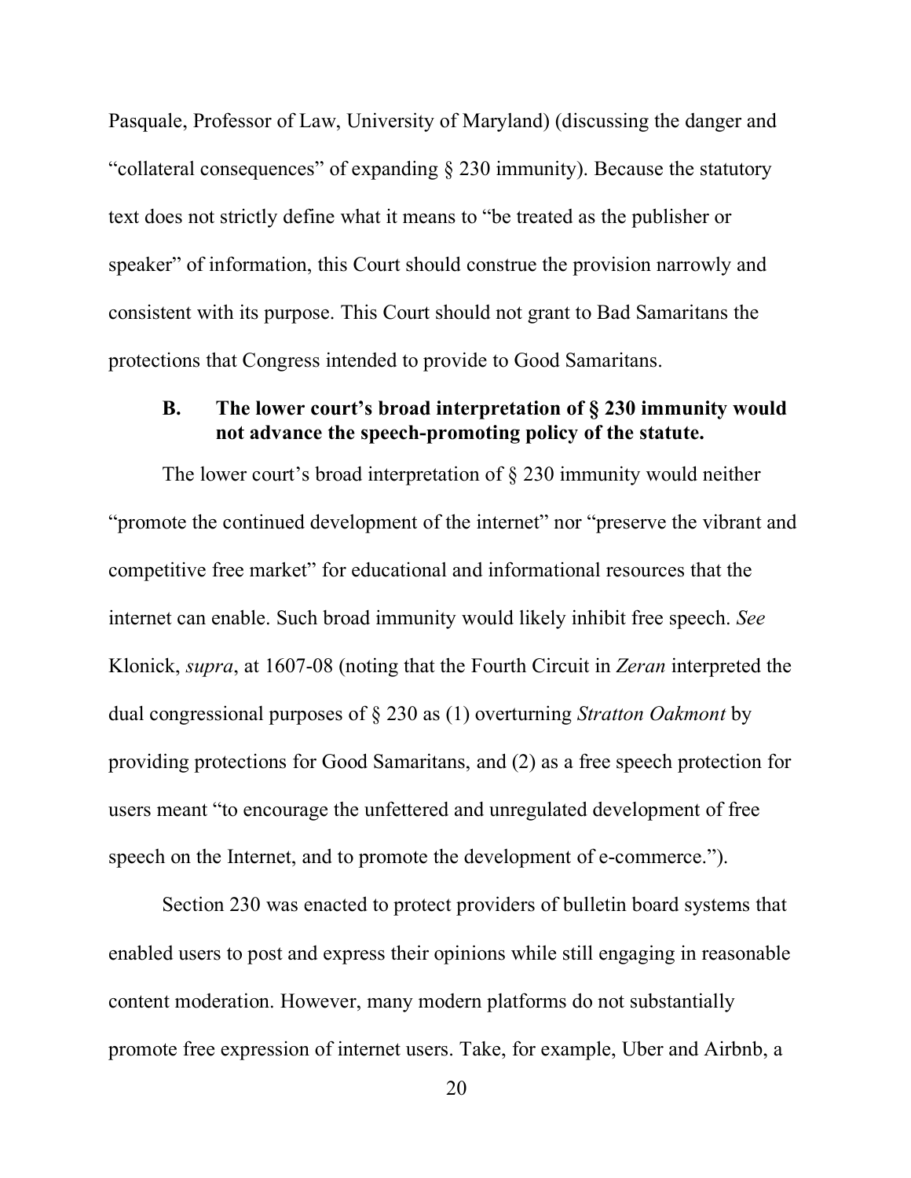Pasquale, Professor of Law, University of Maryland) (discussing the danger and "collateral consequences" of expanding § 230 immunity). Because the statutory text does not strictly define what it means to "be treated as the publisher or speaker" of information, this Court should construe the provision narrowly and consistent with its purpose. This Court should not grant to Bad Samaritans the protections that Congress intended to provide to Good Samaritans.

### B. The lower court's broad interpretation of § 230 immunity would not advance the speech-promoting policy of the statute.

The lower court's broad interpretation of § 230 immunity would neither "promote the continued development of the internet" nor "preserve the vibrant and competitive free market" for educational and informational resources that the internet can enable. Such broad immunity would likely inhibit free speech. *See* Klonick, *supra*, at 1607-08 (noting that the Fourth Circuit in *Zeran* interpreted the dual congressional purposes of § 230 as (1) overturning *Stratton Oakmont* by providing protections for Good Samaritans, and (2) as a free speech protection for users meant "to encourage the unfettered and unregulated development of free speech on the Internet, and to promote the development of e-commerce.").

Section 230 was enacted to protect providers of bulletin board systems that enabled users to post and express their opinions while still engaging in reasonable content moderation. However, many modern platforms do not substantially promote free expression of internet users. Take, for example, Uber and Airbnb, a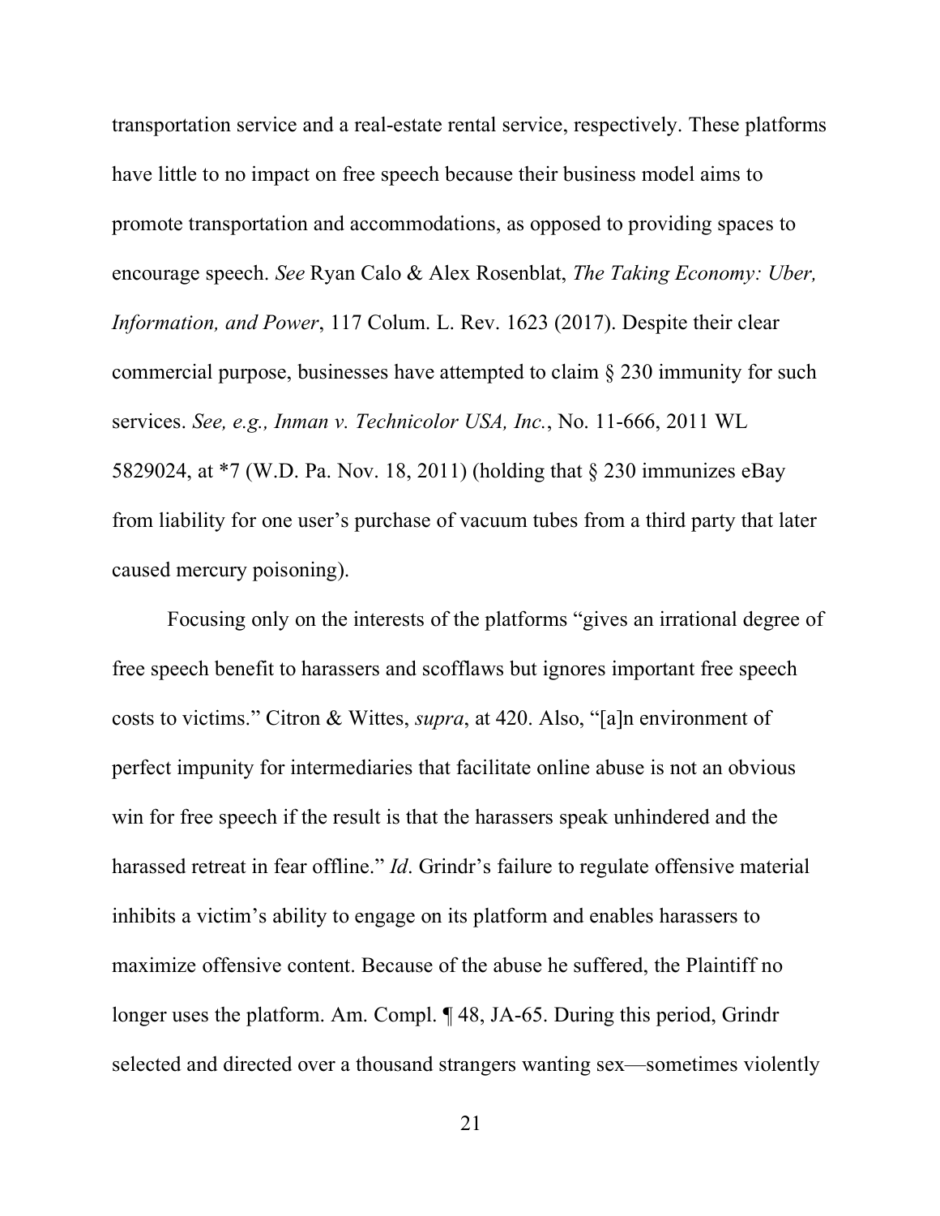transportation service and a real-estate rental service, respectively. These platforms have little to no impact on free speech because their business model aims to promote transportation and accommodations, as opposed to providing spaces to encourage speech. *See* Ryan Calo & Alex Rosenblat, *The Taking Economy: Uber, Information, and Power*, 117 Colum. L. Rev. 1623 (2017). Despite their clear commercial purpose, businesses have attempted to claim § 230 immunity for such services. *See, e.g., Inman v. Technicolor USA, Inc.*, No. 11-666, 2011 WL 5829024, at *7 (W.D. Pa. Nov. 18, 2011) (holding that § 230 immunizes eBay from liability for one user's purchase of vacuum tubes from a third party that later caused mercury poisoning).

Focusing only on the interests of the platforms "gives an irrational degree of free speech benefit to harassers and scofflaws but ignores important free speech costs to victims." Citron & Wittes, *supra*, at 420. Also, "[a]n environment of perfect impunity for intermediaries that facilitate online abuse is not an obvious win for free speech if the result is that the harassers speak unhindered and the harassed retreat in fear offline." *Id*. Grindr's failure to regulate offensive material inhibits a victim's ability to engage on its platform and enables harassers to maximize offensive content. Because of the abuse he suffered, the Plaintiff no longer uses the platform. Am. Compl. ¶ 48, JA-65. During this period, Grindr selected and directed over a thousand strangers wanting sex—sometimes violently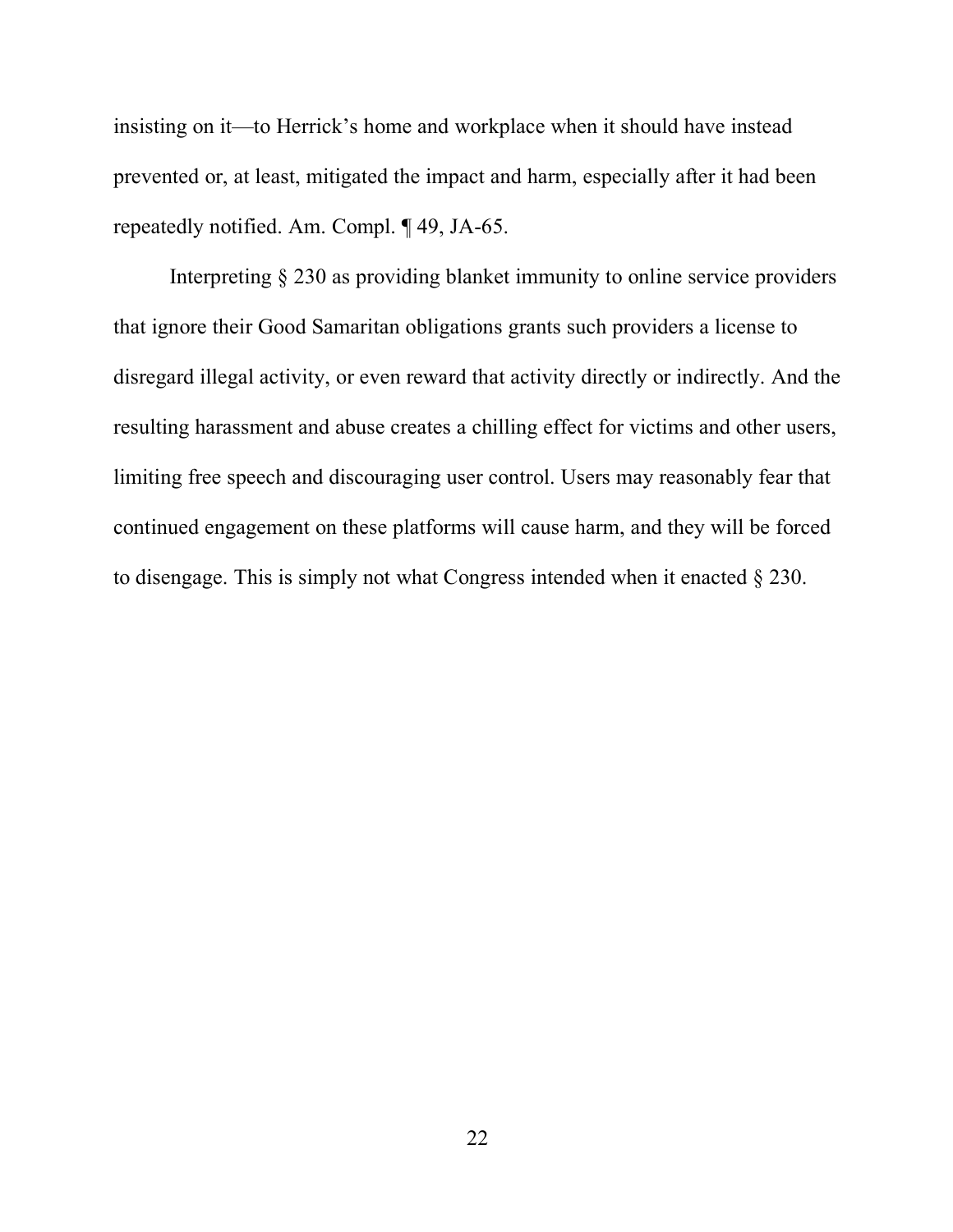insisting on it—to Herrick's home and workplace when it should have instead prevented or, at least, mitigated the impact and harm, especially after it had been repeatedly notified. Am. Compl. ¶ 49, JA-65.

Interpreting § 230 as providing blanket immunity to online service providers that ignore their Good Samaritan obligations grants such providers a license to disregard illegal activity, or even reward that activity directly or indirectly. And the resulting harassment and abuse creates a chilling effect for victims and other users, limiting free speech and discouraging user control. Users may reasonably fear that continued engagement on these platforms will cause harm, and they will be forced to disengage. This is simply not what Congress intended when it enacted § 230.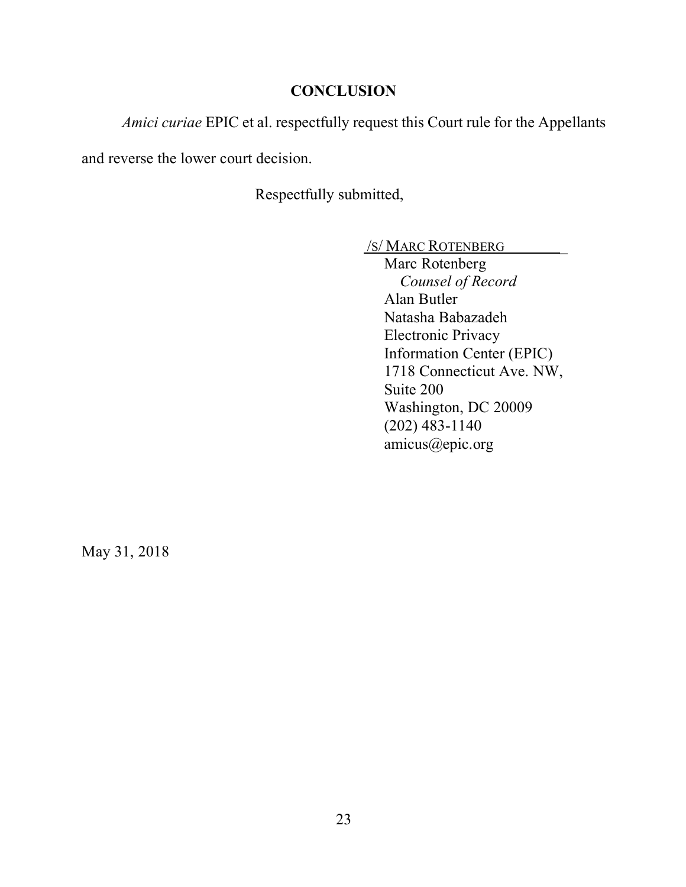## CONCLUSION

*Amici curiae* EPIC et al. respectfully request this Court rule for the Appellants and reverse the lower court decision.

Respectfully submitted,

/S/ MARC ROTENBERG

Marc Rotenberg
*Counsel of Record*
Alan Butler
Natasha Babazadeh
Electronic Privacy
Information Center (EPIC)
1718 Connecticut Ave. NW,
Suite 200
Washington, DC 20009
(202) 483-1140
amicus@epic.org

May 31, 2018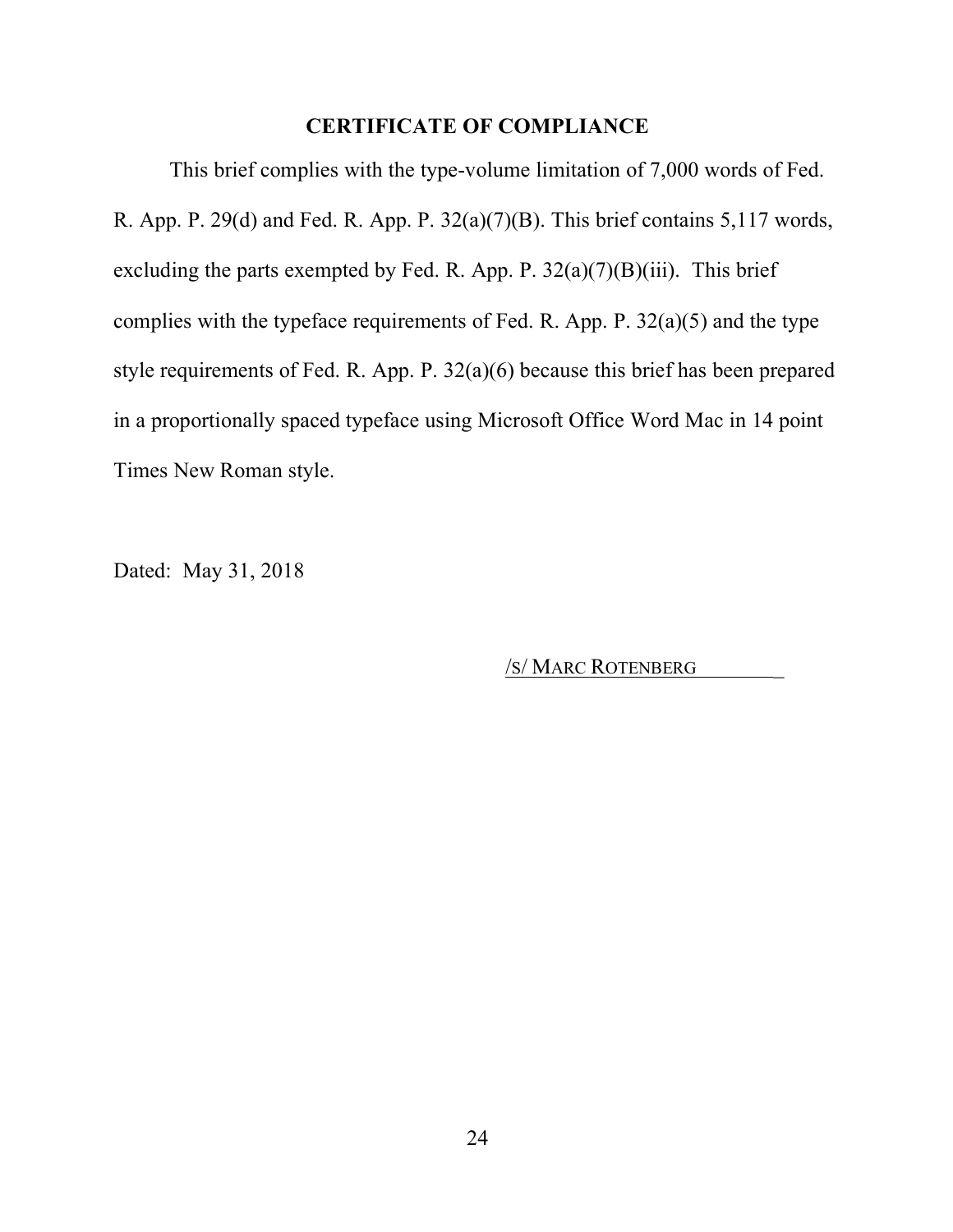## CERTIFICATE OF COMPLIANCE

This brief complies with the type-volume limitation of 7,000 words of Fed. R. App. P. 29(d) and Fed. R. App. P. 32(a)(7)(B). This brief contains 5,117 words, excluding the parts exempted by Fed. R. App. P. 32(a)(7)(B)(iii). This brief complies with the typeface requirements of Fed. R. App. P. 32(a)(5) and the type style requirements of Fed. R. App. P. 32(a)(6) because this brief has been prepared in a proportionally spaced typeface using Microsoft Office Word Mac in 14 point Times New Roman style.

Dated: May 31, 2018

/S/ MARC ROTENBERG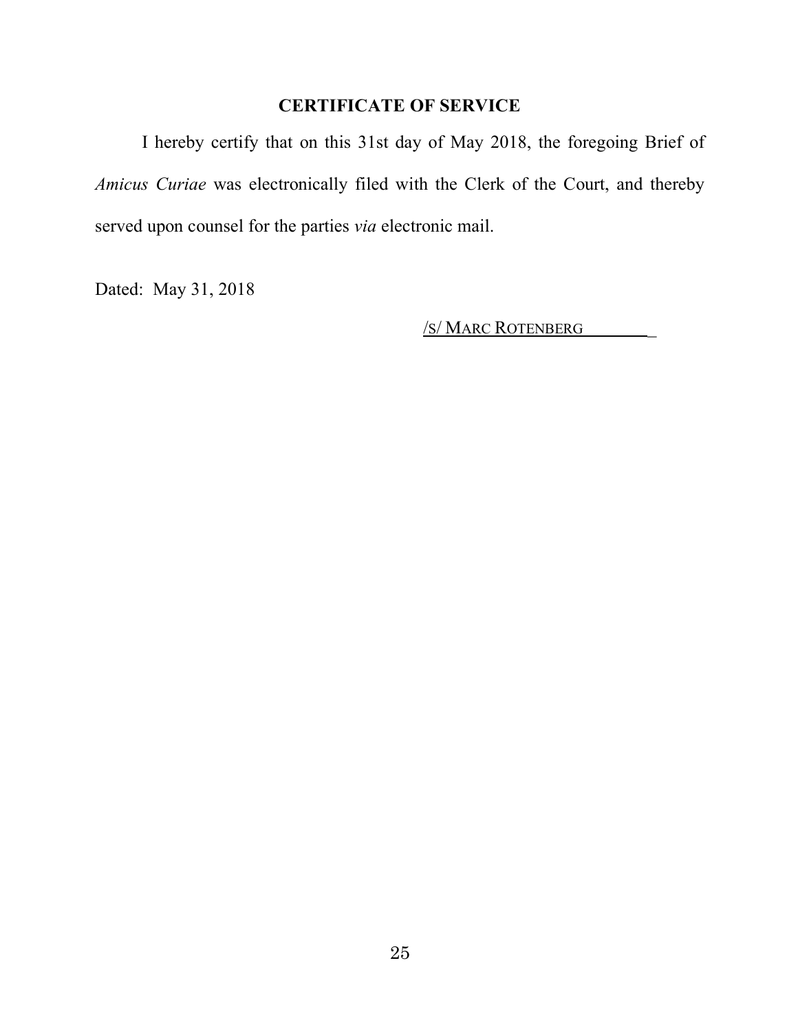## CERTIFICATE OF SERVICE

I hereby certify that on this 31st day of May 2018, the foregoing Brief of *Amicus Curiae* was electronically filed with the Clerk of the Court, and thereby served upon counsel for the parties *via* electronic mail.

Dated: May 31, 2018

/S/ MARC ROTENBERG